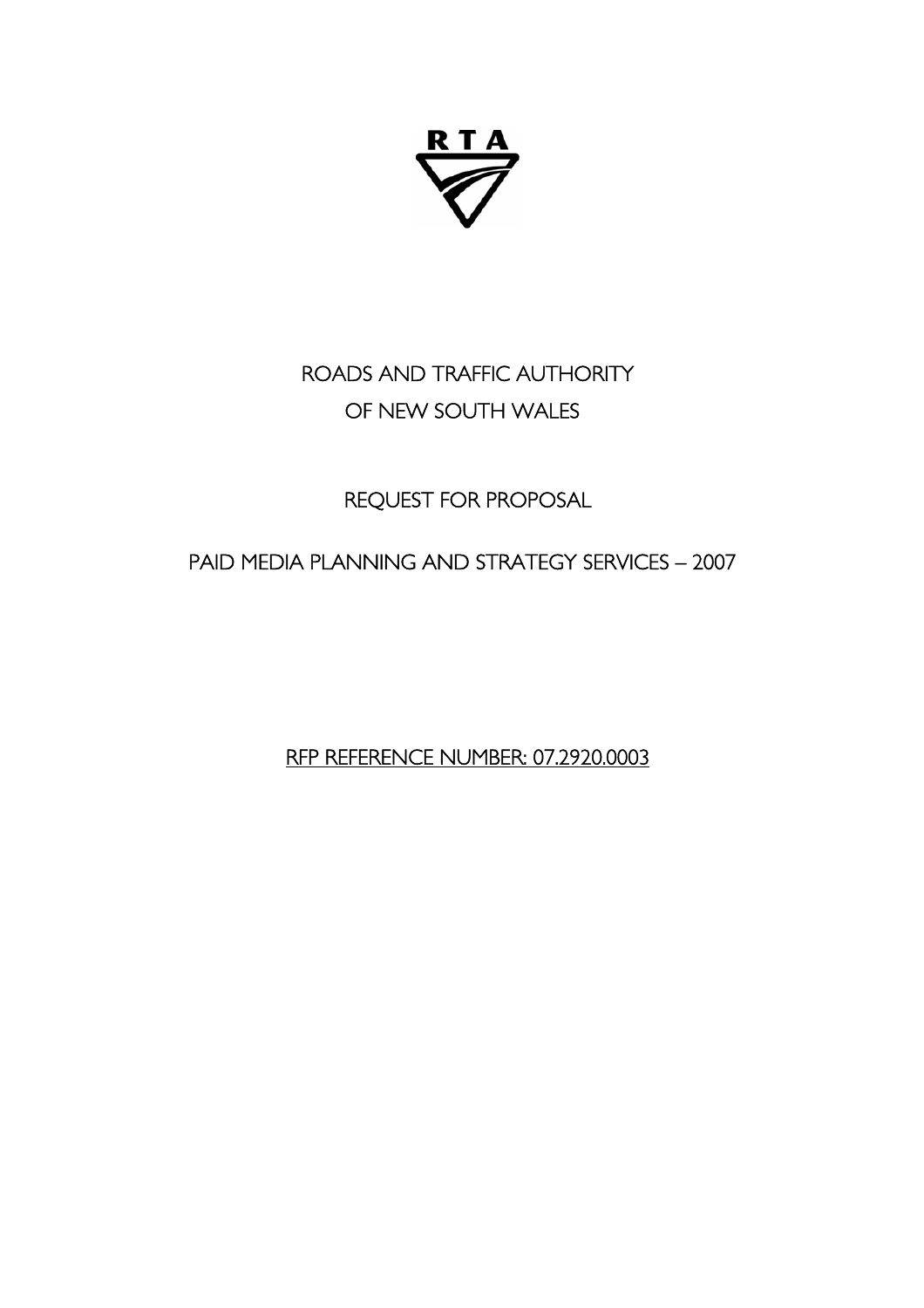RTA

# ROADS AND TRAFFIC AUTHORITY OF NEW SOUTH WALES

## REQUEST FOR PROPOSAL

## PAID MEDIA PLANNING AND STRATEGY SERVICES – 2007

RFP REFERENCE NUMBER: 07.2920.0003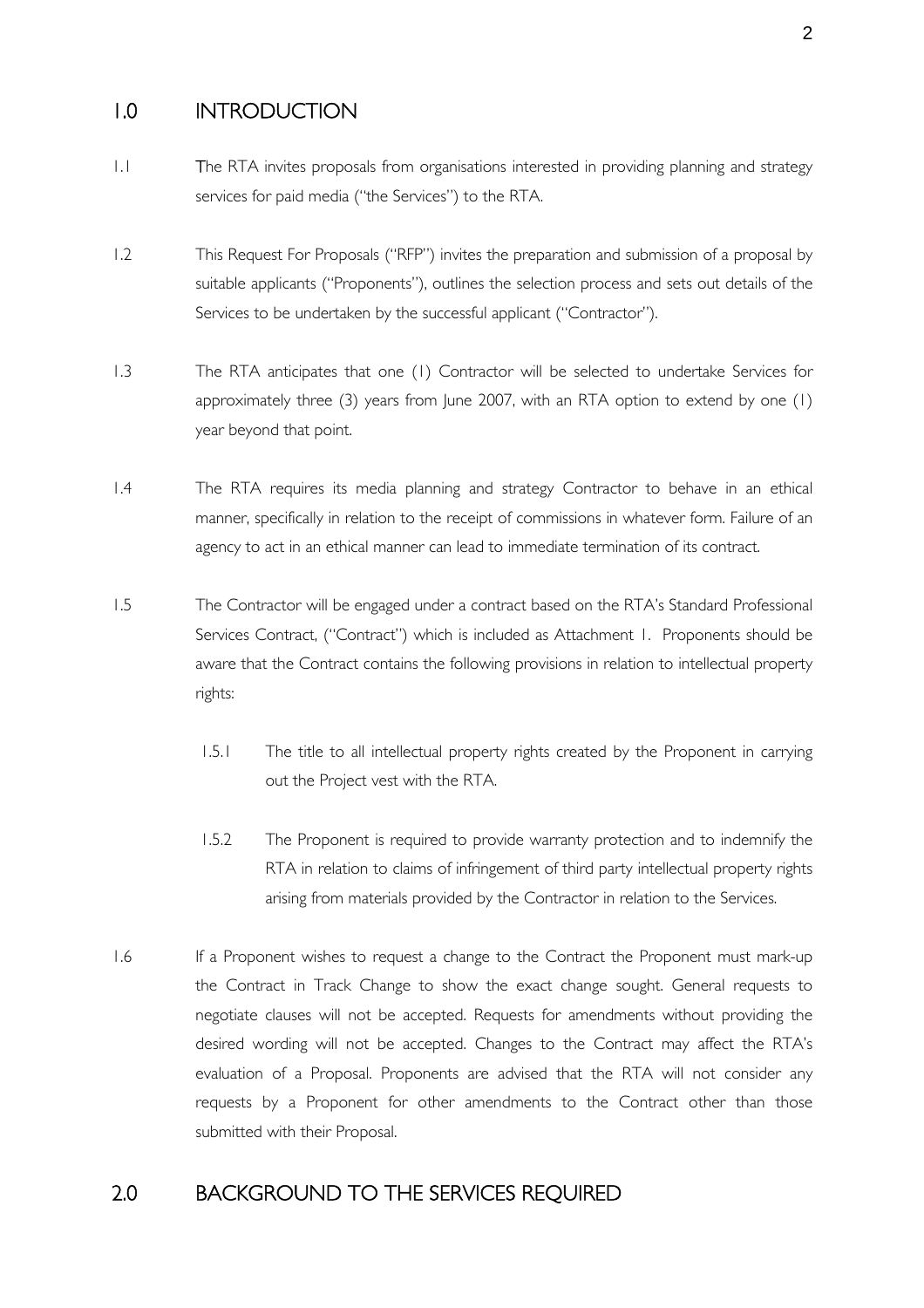## 1.0 INTRODUCTION

1.1 The RTA invites proposals from organisations interested in providing planning and strategy services for paid media ("the Services") to the RTA.

1.2 This Request For Proposals ("RFP") invites the preparation and submission of a proposal by suitable applicants ("Proponents"), outlines the selection process and sets out details of the Services to be undertaken by the successful applicant ("Contractor").

1.3 The RTA anticipates that one (1) Contractor will be selected to undertake Services for approximately three (3) years from June 2007, with an RTA option to extend by one (1) year beyond that point.

1.4 The RTA requires its media planning and strategy Contractor to behave in an ethical manner, specifically in relation to the receipt of commissions in whatever form. Failure of an agency to act in an ethical manner can lead to immediate termination of its contract.

1.5 The Contractor will be engaged under a contract based on the RTA's Standard Professional Services Contract, ("Contract") which is included as Attachment 1. Proponents should be aware that the Contract contains the following provisions in relation to intellectual property rights:

1.5.1 The title to all intellectual property rights created by the Proponent in carrying out the Project vest with the RTA.

1.5.2 The Proponent is required to provide warranty protection and to indemnify the RTA in relation to claims of infringement of third party intellectual property rights arising from materials provided by the Contractor in relation to the Services.

1.6 If a Proponent wishes to request a change to the Contract the Proponent must mark-up the Contract in Track Change to show the exact change sought. General requests to negotiate clauses will not be accepted. Requests for amendments without providing the desired wording will not be accepted. Changes to the Contract may affect the RTA's evaluation of a Proposal. Proponents are advised that the RTA will not consider any requests by a Proponent for other amendments to the Contract other than those submitted with their Proposal.

## 2.0 BACKGROUND TO THE SERVICES REQUIRED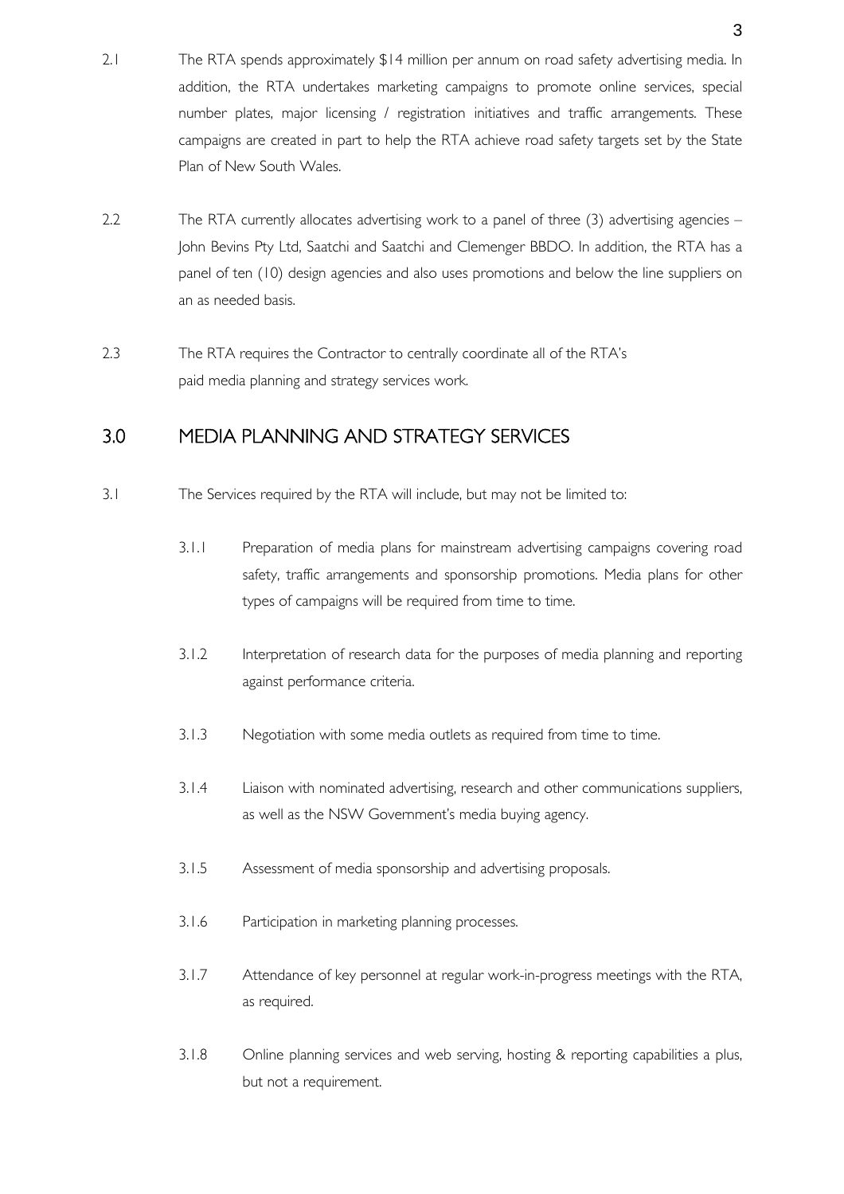2.1 The RTA spends approximately $14 million per annum on road safety advertising media. In addition, the RTA undertakes marketing campaigns to promote online services, special number plates, major licensing / registration initiatives and traffic arrangements. These campaigns are created in part to help the RTA achieve road safety targets set by the State Plan of New South Wales.

2.2 The RTA currently allocates advertising work to a panel of three (3) advertising agencies – John Bevins Pty Ltd, Saatchi and Saatchi and Clemenger BBDO. In addition, the RTA has a panel of ten (10) design agencies and also uses promotions and below the line suppliers on an as needed basis.

2.3 The RTA requires the Contractor to centrally coordinate all of the RTA's paid media planning and strategy services work.

## 3.0 MEDIA PLANNING AND STRATEGY SERVICES

3.1 The Services required by the RTA will include, but may not be limited to:

3.1.1 Preparation of media plans for mainstream advertising campaigns covering road safety, traffic arrangements and sponsorship promotions. Media plans for other types of campaigns will be required from time to time.

3.1.2 Interpretation of research data for the purposes of media planning and reporting against performance criteria.

3.1.3 Negotiation with some media outlets as required from time to time.

3.1.4 Liaison with nominated advertising, research and other communications suppliers, as well as the NSW Government's media buying agency.

3.1.5 Assessment of media sponsorship and advertising proposals.

3.1.6 Participation in marketing planning processes.

3.1.7 Attendance of key personnel at regular work-in-progress meetings with the RTA, as required.

3.1.8 Online planning services and web serving, hosting & reporting capabilities a plus, but not a requirement.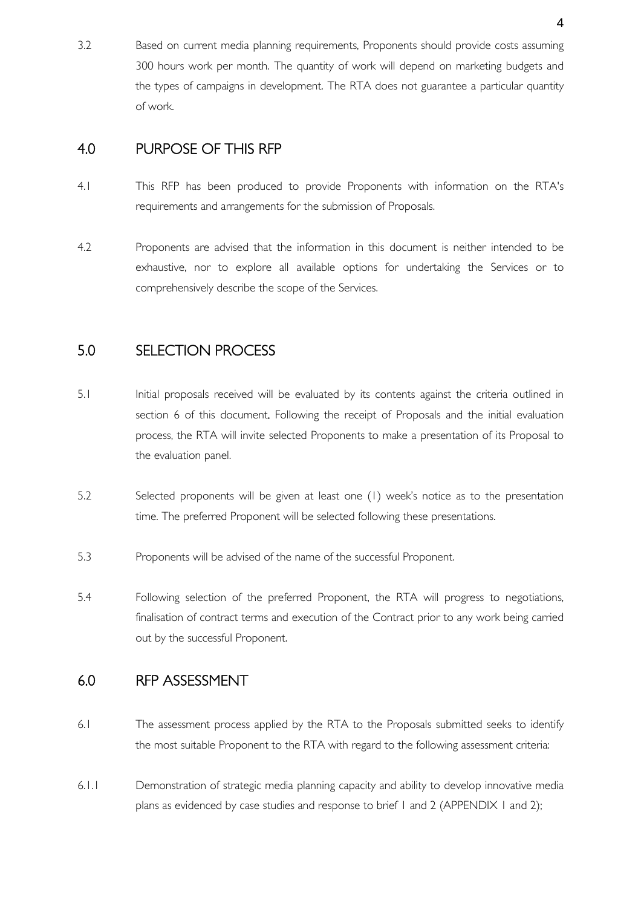3.2 Based on current media planning requirements, Proponents should provide costs assuming 300 hours work per month. The quantity of work will depend on marketing budgets and the types of campaigns in development. The RTA does not guarantee a particular quantity of work.

## 4.0 PURPOSE OF THIS RFP

4.1 This RFP has been produced to provide Proponents with information on the RTA's requirements and arrangements for the submission of Proposals.

4.2 Proponents are advised that the information in this document is neither intended to be exhaustive, nor to explore all available options for undertaking the Services or to comprehensively describe the scope of the Services.

## 5.0 SELECTION PROCESS

5.1 Initial proposals received will be evaluated by its contents against the criteria outlined in section 6 of this document. Following the receipt of Proposals and the initial evaluation process, the RTA will invite selected Proponents to make a presentation of its Proposal to the evaluation panel.

5.2 Selected proponents will be given at least one (1) week's notice as to the presentation time. The preferred Proponent will be selected following these presentations.

5.3 Proponents will be advised of the name of the successful Proponent.

5.4 Following selection of the preferred Proponent, the RTA will progress to negotiations, finalisation of contract terms and execution of the Contract prior to any work being carried out by the successful Proponent.

## 6.0 RFP ASSESSMENT

6.1 The assessment process applied by the RTA to the Proposals submitted seeks to identify the most suitable Proponent to the RTA with regard to the following assessment criteria:

6.1.1 Demonstration of strategic media planning capacity and ability to develop innovative media plans as evidenced by case studies and response to brief 1 and 2 (APPENDIX 1 and 2);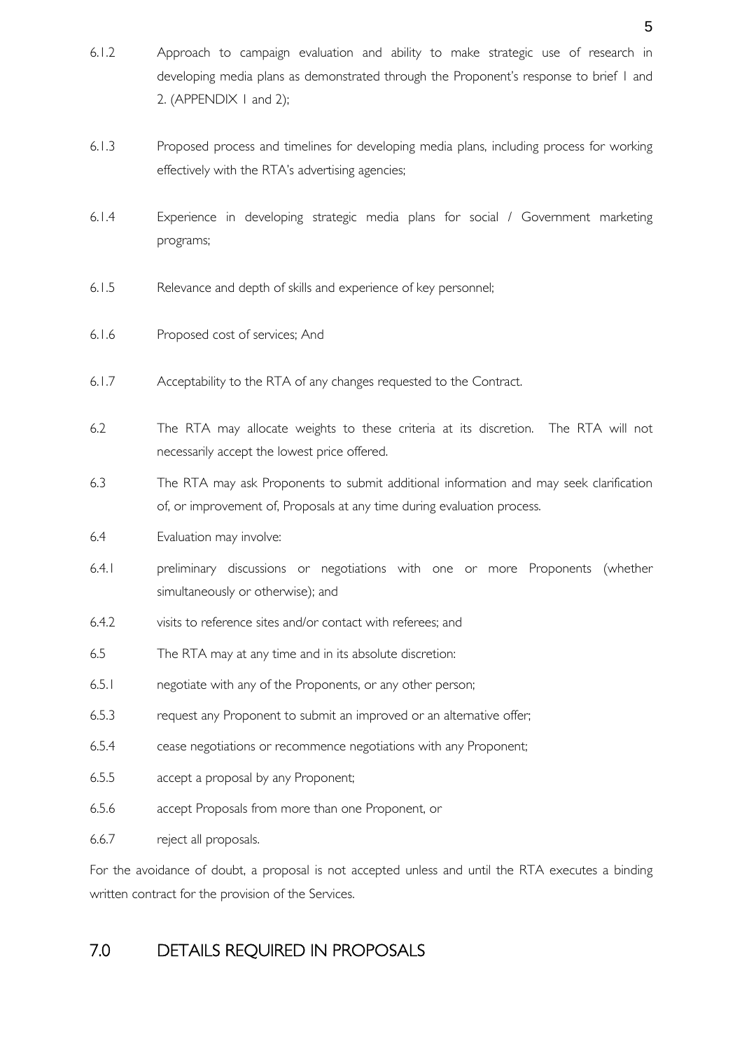6.1.2 Approach to campaign evaluation and ability to make strategic use of research in developing media plans as demonstrated through the Proponent's response to brief 1 and 2. (APPENDIX 1 and 2);

6.1.3 Proposed process and timelines for developing media plans, including process for working effectively with the RTA's advertising agencies;

6.1.4 Experience in developing strategic media plans for social / Government marketing programs;

6.1.5 Relevance and depth of skills and experience of key personnel;

6.1.6 Proposed cost of services; And

6.1.7 Acceptability to the RTA of any changes requested to the Contract.

6.2 The RTA may allocate weights to these criteria at its discretion. The RTA will not necessarily accept the lowest price offered.

6.3 The RTA may ask Proponents to submit additional information and may seek clarification of, or improvement of, Proposals at any time during evaluation process.

6.4 Evaluation may involve:

6.4.1 preliminary discussions or negotiations with one or more Proponents (whether simultaneously or otherwise); and

6.4.2 visits to reference sites and/or contact with referees; and

6.5 The RTA may at any time and in its absolute discretion:

6.5.1 negotiate with any of the Proponents, or any other person;

6.5.3 request any Proponent to submit an improved or an alternative offer;

6.5.4 cease negotiations or recommence negotiations with any Proponent;

6.5.5 accept a proposal by any Proponent;

6.5.6 accept Proposals from more than one Proponent, or

6.6.7 reject all proposals.

For the avoidance of doubt, a proposal is not accepted unless and until the RTA executes a binding written contract for the provision of the Services.

## 7.0 DETAILS REQUIRED IN PROPOSALS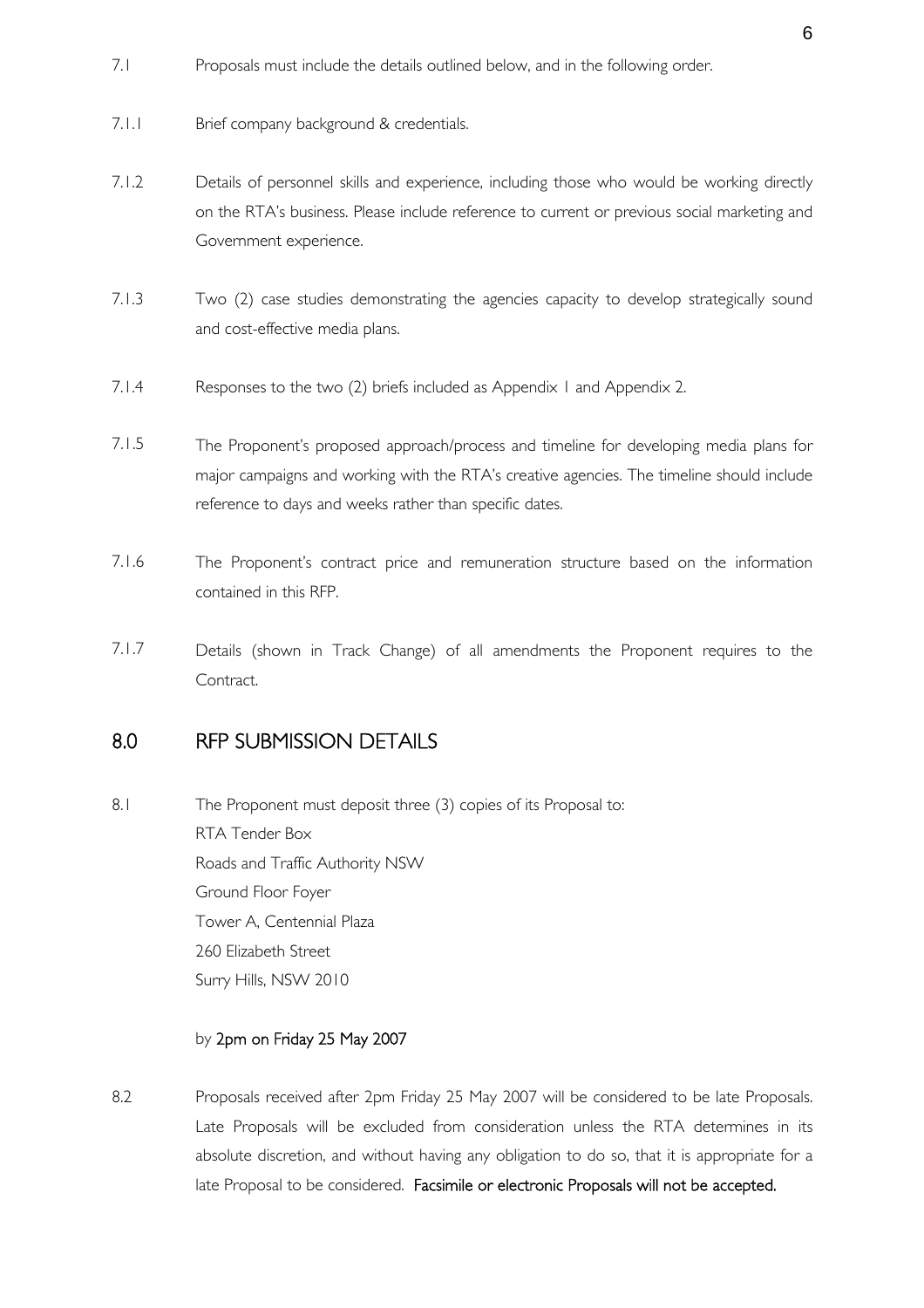7.1 Proposals must include the details outlined below, and in the following order.

7.1.1 Brief company background & credentials.

7.1.2 Details of personnel skills and experience, including those who would be working directly on the RTA's business. Please include reference to current or previous social marketing and Government experience.

7.1.3 Two (2) case studies demonstrating the agencies capacity to develop strategically sound and cost-effective media plans.

7.1.4 Responses to the two (2) briefs included as Appendix 1 and Appendix 2.

7.1.5 The Proponent's proposed approach/process and timeline for developing media plans for major campaigns and working with the RTA's creative agencies. The timeline should include reference to days and weeks rather than specific dates.

7.1.6 The Proponent's contract price and remuneration structure based on the information contained in this RFP.

7.1.7 Details (shown in Track Change) of all amendments the Proponent requires to the Contract.

## 8.0 RFP SUBMISSION DETAILS

8.1 The Proponent must deposit three (3) copies of its Proposal to:

RTA Tender Box
Roads and Traffic Authority NSW
Ground Floor Foyer
Tower A, Centennial Plaza
260 Elizabeth Street
Surry Hills, NSW 2010

by **2pm on Friday 25 May 2007**

8.2 Proposals received after 2pm Friday 25 May 2007 will be considered to be late Proposals. Late Proposals will be excluded from consideration unless the RTA determines in its absolute discretion, and without having any obligation to do so, that it is appropriate for a late Proposal to be considered. **Facsimile or electronic Proposals will not be accepted.**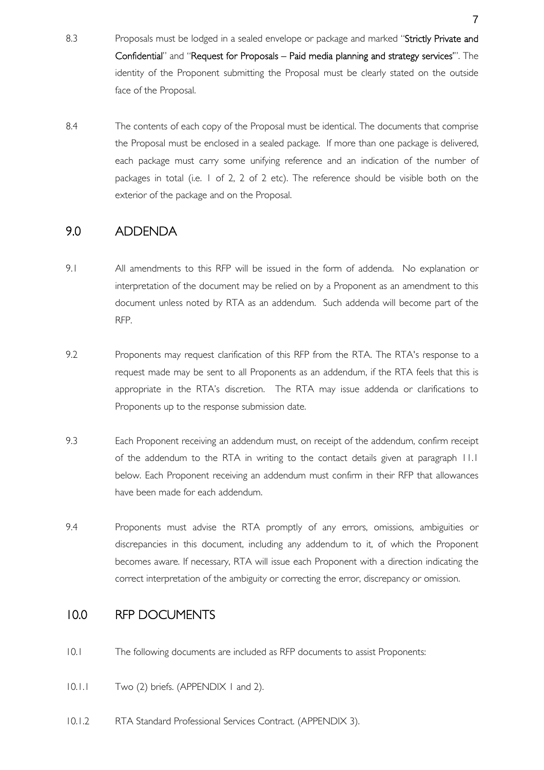8.3 Proposals must be lodged in a sealed envelope or package and marked "**Strictly Private and Confidential**" and "**Request for Proposals – Paid media planning and strategy services**". The identity of the Proponent submitting the Proposal must be clearly stated on the outside face of the Proposal.

8.4 The contents of each copy of the Proposal must be identical. The documents that comprise the Proposal must be enclosed in a sealed package. If more than one package is delivered, each package must carry some unifying reference and an indication of the number of packages in total (i.e. 1 of 2, 2 of 2 etc). The reference should be visible both on the exterior of the package and on the Proposal.

## 9.0 ADDENDA

9.1 All amendments to this RFP will be issued in the form of addenda. No explanation or interpretation of the document may be relied on by a Proponent as an amendment to this document unless noted by RTA as an addendum. Such addenda will become part of the RFP.

9.2 Proponents may request clarification of this RFP from the RTA. The RTA's response to a request made may be sent to all Proponents as an addendum, if the RTA feels that this is appropriate in the RTA's discretion. The RTA may issue addenda or clarifications to Proponents up to the response submission date.

9.3 Each Proponent receiving an addendum must, on receipt of the addendum, confirm receipt of the addendum to the RTA in writing to the contact details given at paragraph 11.1 below. Each Proponent receiving an addendum must confirm in their RFP that allowances have been made for each addendum.

9.4 Proponents must advise the RTA promptly of any errors, omissions, ambiguities or discrepancies in this document, including any addendum to it, of which the Proponent becomes aware. If necessary, RTA will issue each Proponent with a direction indicating the correct interpretation of the ambiguity or correcting the error, discrepancy or omission.

## 10.0 RFP DOCUMENTS

10.1 The following documents are included as RFP documents to assist Proponents:

10.1.1 Two (2) briefs. (APPENDIX 1 and 2).

10.1.2 RTA Standard Professional Services Contract. (APPENDIX 3).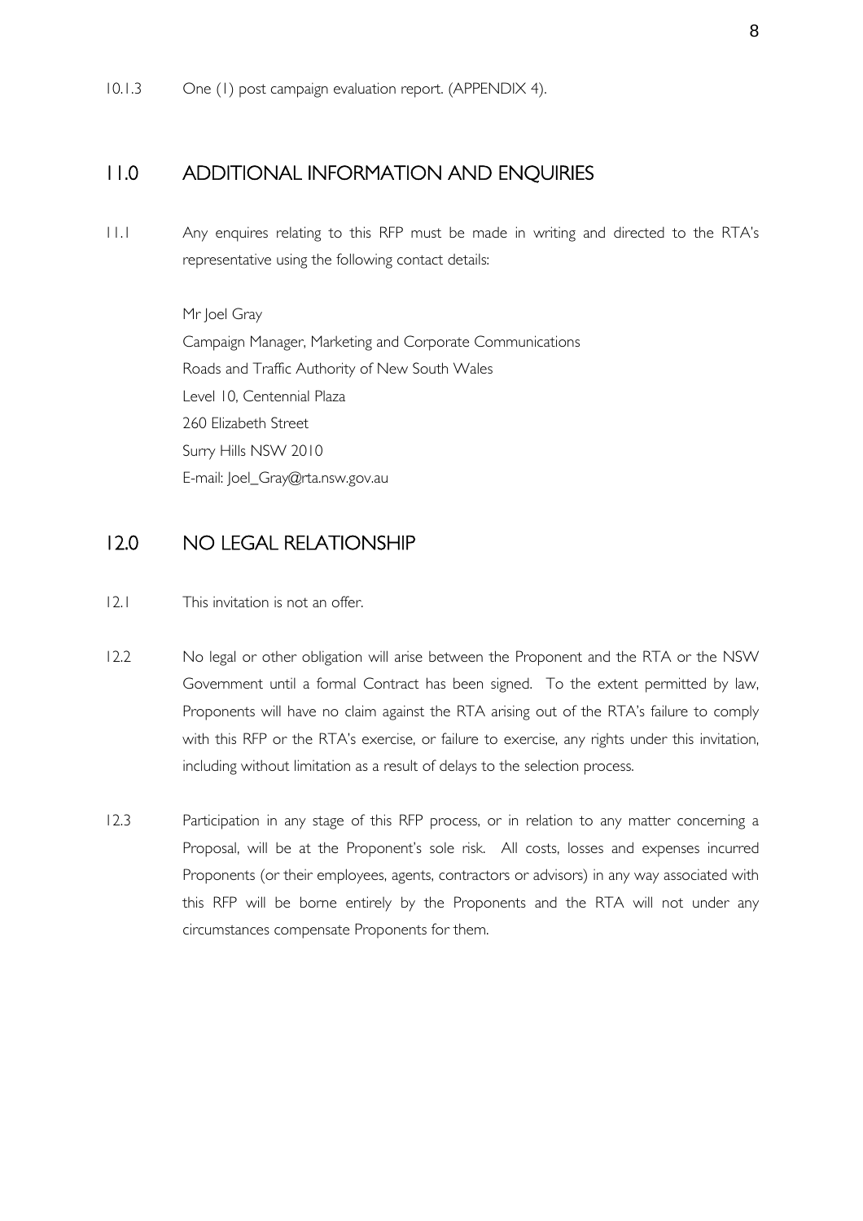10.1.3 One (1) post campaign evaluation report. (APPENDIX 4).

## 11.0 ADDITIONAL INFORMATION AND ENQUIRIES

11.1 Any enquires relating to this RFP must be made in writing and directed to the RTA's representative using the following contact details:

Mr Joel Gray
Campaign Manager, Marketing and Corporate Communications
Roads and Traffic Authority of New South Wales
Level 10, Centennial Plaza
260 Elizabeth Street
Surry Hills NSW 2010
E-mail: Joel_Gray@rta.nsw.gov.au

## 12.0 NO LEGAL RELATIONSHIP

12.1 This invitation is not an offer.

12.2 No legal or other obligation will arise between the Proponent and the RTA or the NSW Government until a formal Contract has been signed. To the extent permitted by law, Proponents will have no claim against the RTA arising out of the RTA's failure to comply with this RFP or the RTA's exercise, or failure to exercise, any rights under this invitation, including without limitation as a result of delays to the selection process.

12.3 Participation in any stage of this RFP process, or in relation to any matter concerning a Proposal, will be at the Proponent's sole risk. All costs, losses and expenses incurred Proponents (or their employees, agents, contractors or advisors) in any way associated with this RFP will be borne entirely by the Proponents and the RTA will not under any circumstances compensate Proponents for them.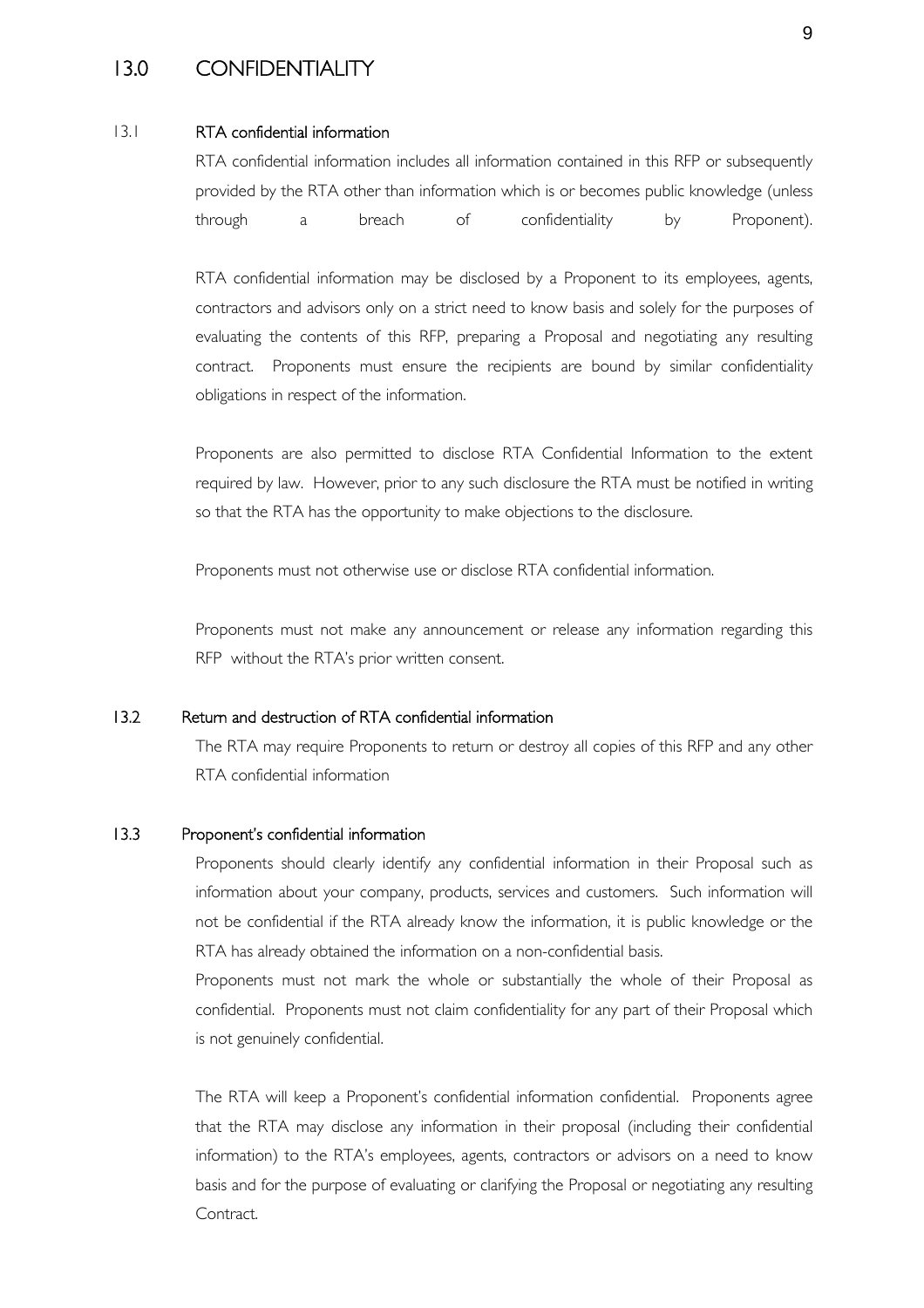## 13.0 CONFIDENTIALITY

### 13.1 RTA confidential information

RTA confidential information includes all information contained in this RFP or subsequently provided by the RTA other than information which is or becomes public knowledge (unless through a breach of confidentiality by Proponent).

RTA confidential information may be disclosed by a Proponent to its employees, agents, contractors and advisors only on a strict need to know basis and solely for the purposes of evaluating the contents of this RFP, preparing a Proposal and negotiating any resulting contract. Proponents must ensure the recipients are bound by similar confidentiality obligations in respect of the information.

Proponents are also permitted to disclose RTA Confidential Information to the extent required by law. However, prior to any such disclosure the RTA must be notified in writing so that the RTA has the opportunity to make objections to the disclosure.

Proponents must not otherwise use or disclose RTA confidential information.

Proponents must not make any announcement or release any information regarding this RFP without the RTA's prior written consent.

### 13.2 Return and destruction of RTA confidential information

The RTA may require Proponents to return or destroy all copies of this RFP and any other RTA confidential information

### 13.3 Proponent's confidential information

Proponents should clearly identify any confidential information in their Proposal such as information about your company, products, services and customers. Such information will not be confidential if the RTA already know the information, it is public knowledge or the RTA has already obtained the information on a non-confidential basis.

Proponents must not mark the whole or substantially the whole of their Proposal as confidential. Proponents must not claim confidentiality for any part of their Proposal which is not genuinely confidential.

The RTA will keep a Proponent's confidential information confidential. Proponents agree that the RTA may disclose any information in their proposal (including their confidential information) to the RTA's employees, agents, contractors or advisors on a need to know basis and for the purpose of evaluating or clarifying the Proposal or negotiating any resulting Contract.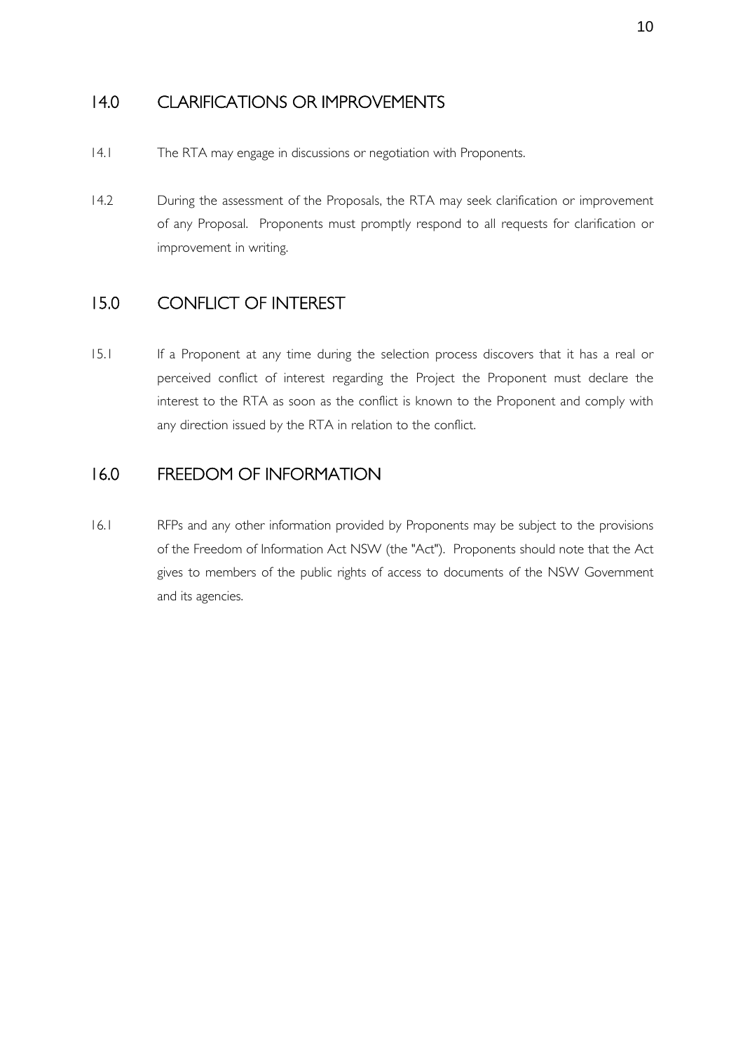## 14.0 CLARIFICATIONS OR IMPROVEMENTS

14.1 The RTA may engage in discussions or negotiation with Proponents.

14.2 During the assessment of the Proposals, the RTA may seek clarification or improvement of any Proposal. Proponents must promptly respond to all requests for clarification or improvement in writing.

## 15.0 CONFLICT OF INTEREST

15.1 If a Proponent at any time during the selection process discovers that it has a real or perceived conflict of interest regarding the Project the Proponent must declare the interest to the RTA as soon as the conflict is known to the Proponent and comply with any direction issued by the RTA in relation to the conflict.

## 16.0 FREEDOM OF INFORMATION

16.1 RFPs and any other information provided by Proponents may be subject to the provisions of the Freedom of Information Act NSW (the "Act"). Proponents should note that the Act gives to members of the public rights of access to documents of the NSW Government and its agencies.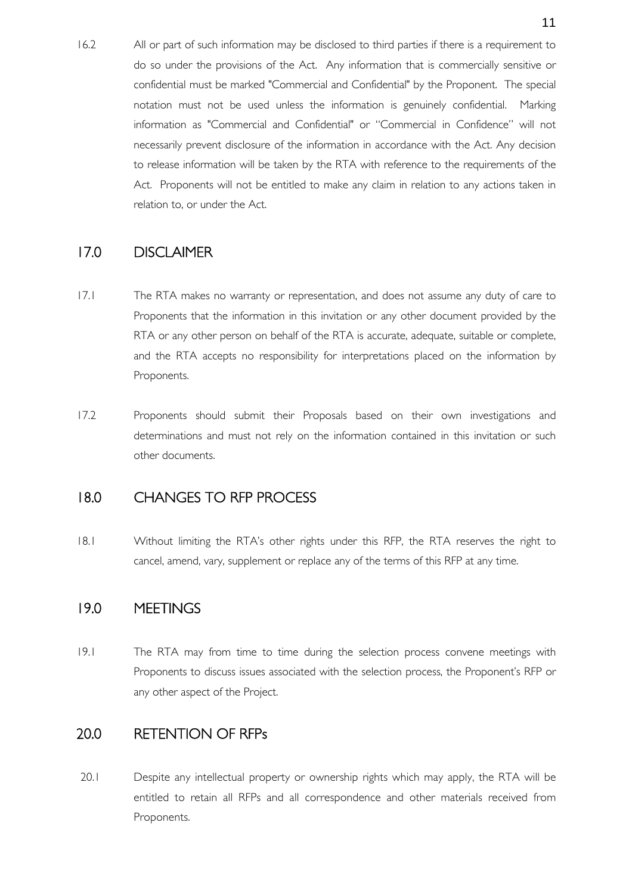16.2 All or part of such information may be disclosed to third parties if there is a requirement to do so under the provisions of the Act. Any information that is commercially sensitive or confidential must be marked "Commercial and Confidential" by the Proponent. The special notation must not be used unless the information is genuinely confidential. Marking information as "Commercial and Confidential" or "Commercial in Confidence" will not necessarily prevent disclosure of the information in accordance with the Act. Any decision to release information will be taken by the RTA with reference to the requirements of the Act. Proponents will not be entitled to make any claim in relation to any actions taken in relation to, or under the Act.

## 17.0 DISCLAIMER

17.1 The RTA makes no warranty or representation, and does not assume any duty of care to Proponents that the information in this invitation or any other document provided by the RTA or any other person on behalf of the RTA is accurate, adequate, suitable or complete, and the RTA accepts no responsibility for interpretations placed on the information by Proponents.

17.2 Proponents should submit their Proposals based on their own investigations and determinations and must not rely on the information contained in this invitation or such other documents.

## 18.0 CHANGES TO RFP PROCESS

18.1 Without limiting the RTA's other rights under this RFP, the RTA reserves the right to cancel, amend, vary, supplement or replace any of the terms of this RFP at any time.

## 19.0 MEETINGS

19.1 The RTA may from time to time during the selection process convene meetings with Proponents to discuss issues associated with the selection process, the Proponent's RFP or any other aspect of the Project.

## 20.0 RETENTION OF RFPs

20.1 Despite any intellectual property or ownership rights which may apply, the RTA will be entitled to retain all RFPs and all correspondence and other materials received from Proponents.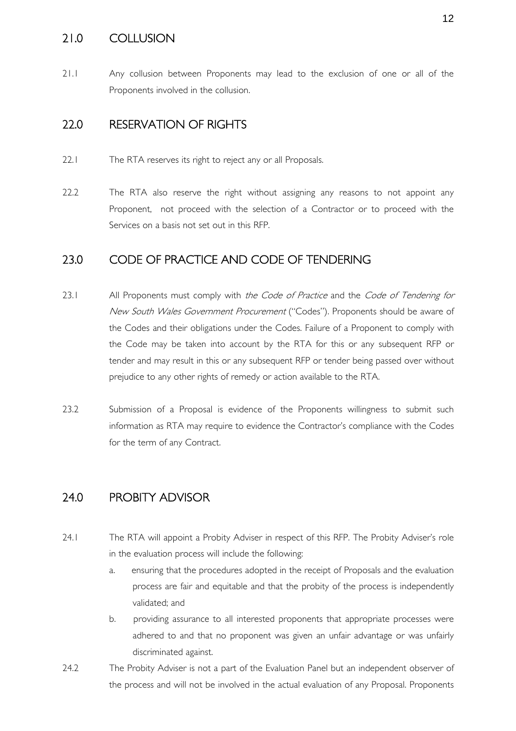## 21.0 COLLUSION

21.1 Any collusion between Proponents may lead to the exclusion of one or all of the Proponents involved in the collusion.

## 22.0 RESERVATION OF RIGHTS

22.1 The RTA reserves its right to reject any or all Proposals.

22.2 The RTA also reserve the right without assigning any reasons to not appoint any Proponent, not proceed with the selection of a Contractor or to proceed with the Services on a basis not set out in this RFP.

## 23.0 CODE OF PRACTICE AND CODE OF TENDERING

23.1 All Proponents must comply with *the Code of Practice* and the *Code of Tendering for New South Wales Government Procurement* ("Codes"). Proponents should be aware of the Codes and their obligations under the Codes. Failure of a Proponent to comply with the Code may be taken into account by the RTA for this or any subsequent RFP or tender and may result in this or any subsequent RFP or tender being passed over without prejudice to any other rights of remedy or action available to the RTA.

23.2 Submission of a Proposal is evidence of the Proponents willingness to submit such information as RTA may require to evidence the Contractor's compliance with the Codes for the term of any Contract.

## 24.0 PROBITY ADVISOR

24.1 The RTA will appoint a Probity Adviser in respect of this RFP. The Probity Adviser's role in the evaluation process will include the following:

   a. ensuring that the procedures adopted in the receipt of Proposals and the evaluation process are fair and equitable and that the probity of the process is independently validated; and

   b. providing assurance to all interested proponents that appropriate processes were adhered to and that no proponent was given an unfair advantage or was unfairly discriminated against.

24.2 The Probity Adviser is not a part of the Evaluation Panel but an independent observer of the process and will not be involved in the actual evaluation of any Proposal. Proponents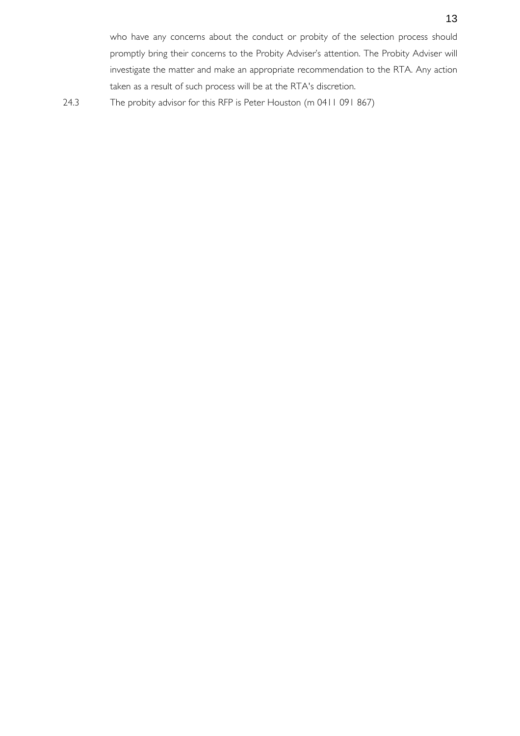who have any concerns about the conduct or probity of the selection process should promptly bring their concerns to the Probity Adviser's attention. The Probity Adviser will investigate the matter and make an appropriate recommendation to the RTA. Any action taken as a result of such process will be at the RTA's discretion.

24.3 The probity advisor for this RFP is Peter Houston (m 0411 091 867)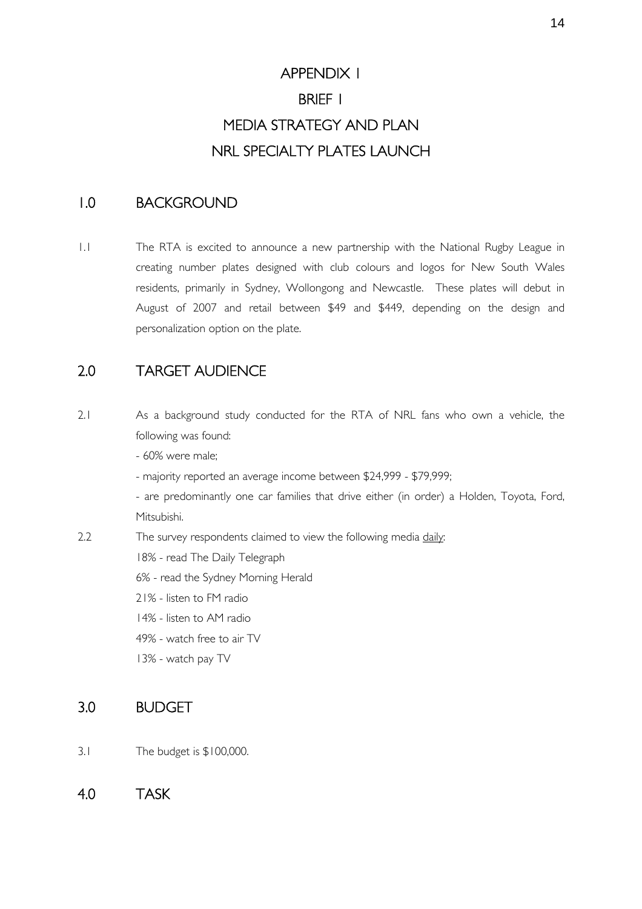# APPENDIX 1

# BRIEF 1

# MEDIA STRATEGY AND PLAN

# NRL SPECIALTY PLATES LAUNCH

## 1.0 BACKGROUND

1.1 The RTA is excited to announce a new partnership with the National Rugby League in creating number plates designed with club colours and logos for New South Wales residents, primarily in Sydney, Wollongong and Newcastle. These plates will debut in August of 2007 and retail between $49 and $449, depending on the design and personalization option on the plate.

## 2.0 TARGET AUDIENCE

2.1 As a background study conducted for the RTA of NRL fans who own a vehicle, the following was found:

- 60% were male;
- majority reported an average income between $24,999 - $79,999;
- are predominantly one car families that drive either (in order) a Holden, Toyota, Ford, Mitsubishi.

2.2 The survey respondents claimed to view the following media <u>daily</u>:

18% - read The Daily Telegraph
6% - read the Sydney Morning Herald
21% - listen to FM radio
14% - listen to AM radio
49% - watch free to air TV
13% - watch pay TV

## 3.0 BUDGET

3.1 The budget is $100,000.

## 4.0 TASK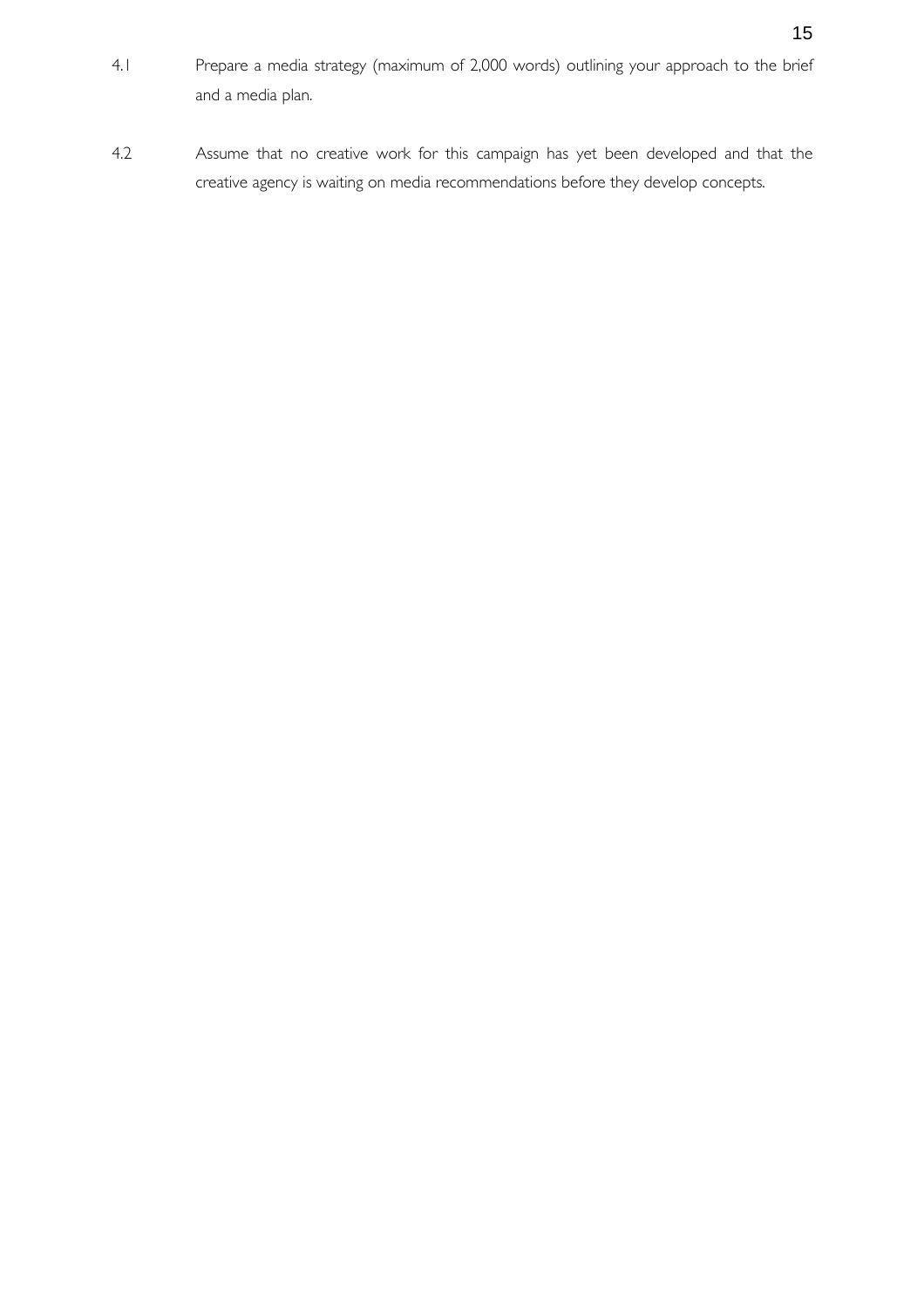4.1 Prepare a media strategy (maximum of 2,000 words) outlining your approach to the brief and a media plan.

4.2 Assume that no creative work for this campaign has yet been developed and that the creative agency is waiting on media recommendations before they develop concepts.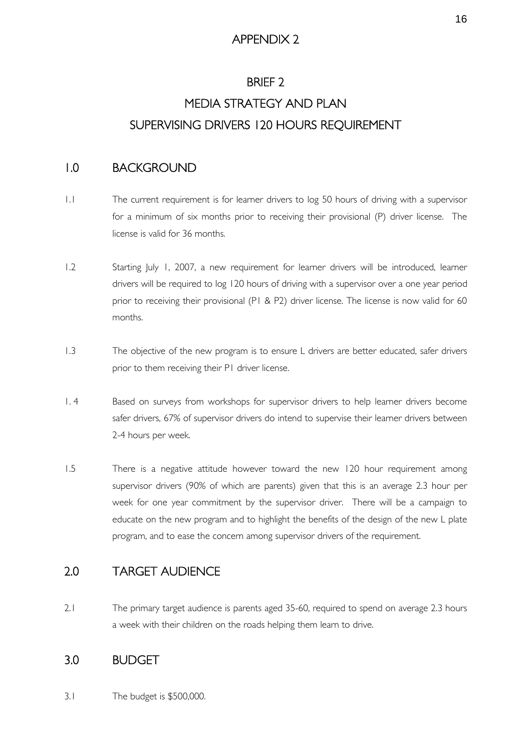# APPENDIX 2

## BRIEF 2
## MEDIA STRATEGY AND PLAN
## SUPERVISING DRIVERS 120 HOURS REQUIREMENT

## 1.0 BACKGROUND

1.1 The current requirement is for learner drivers to log 50 hours of driving with a supervisor for a minimum of six months prior to receiving their provisional (P) driver license. The license is valid for 36 months.

1.2 Starting July 1, 2007, a new requirement for learner drivers will be introduced, learner drivers will be required to log 120 hours of driving with a supervisor over a one year period prior to receiving their provisional (P1 & P2) driver license. The license is now valid for 60 months.

1.3 The objective of the new program is to ensure L drivers are better educated, safer drivers prior to them receiving their P1 driver license.

1. 4 Based on surveys from workshops for supervisor drivers to help learner drivers become safer drivers, 67% of supervisor drivers do intend to supervise their learner drivers between 2-4 hours per week.

1.5 There is a negative attitude however toward the new 120 hour requirement among supervisor drivers (90% of which are parents) given that this is an average 2.3 hour per week for one year commitment by the supervisor driver. There will be a campaign to educate on the new program and to highlight the benefits of the design of the new L plate program, and to ease the concern among supervisor drivers of the requirement.

## 2.0 TARGET AUDIENCE

2.1 The primary target audience is parents aged 35-60, required to spend on average 2.3 hours a week with their children on the roads helping them learn to drive.

## 3.0 BUDGET

3.1 The budget is $500,000.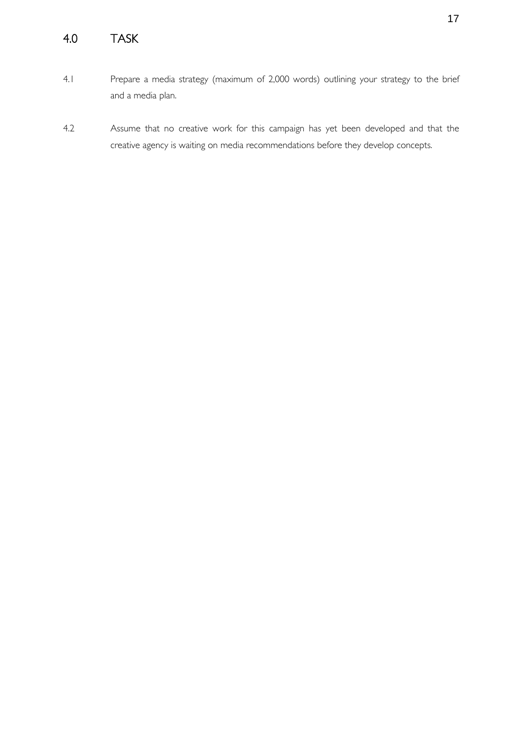# 4.0 TASK

4.1 Prepare a media strategy (maximum of 2,000 words) outlining your strategy to the brief and a media plan.

4.2 Assume that no creative work for this campaign has yet been developed and that the creative agency is waiting on media recommendations before they develop concepts.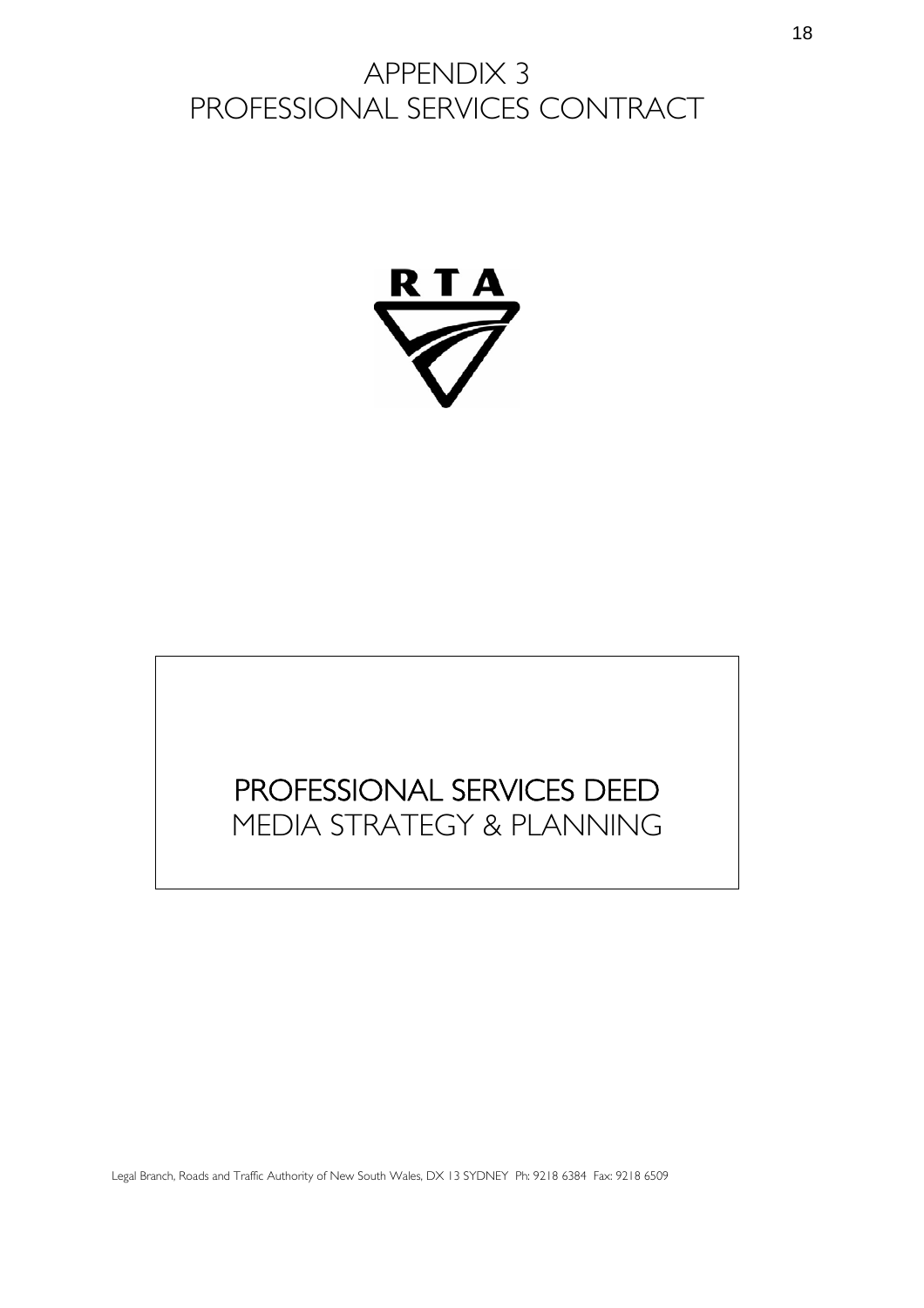# APPENDIX 3
# PROFESSIONAL SERVICES CONTRACT

RTA

## PROFESSIONAL SERVICES DEED
MEDIA STRATEGY & PLANNING

Legal Branch, Roads and Traffic Authority of New South Wales, DX 13 SYDNEY Ph: 9218 6384 Fax: 9218 6509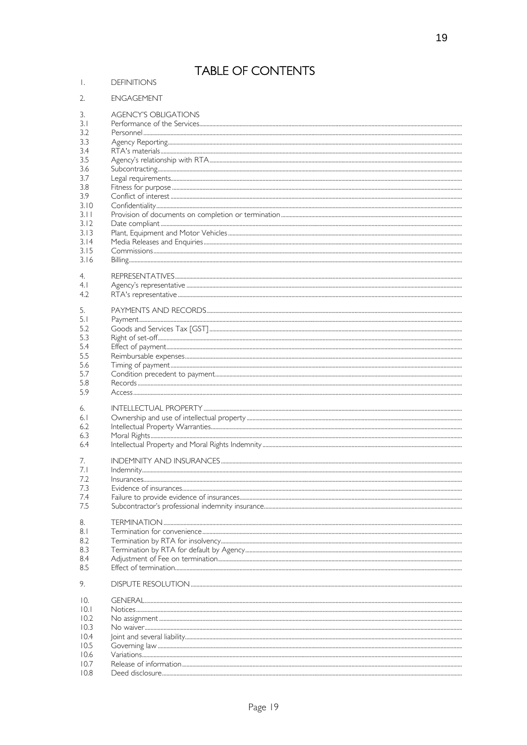# TABLE OF CONTENTS

1. DEFINITIONS

2. ENGAGEMENT

3. AGENCY'S OBLIGATIONS
   - 3.1 Performance of the Services
   - 3.2 Personnel
   - 3.3 Agency Reporting
   - 3.4 RTA's materials
   - 3.5 Agency's relationship with RTA
   - 3.6 Subcontracting
   - 3.7 Legal requirements
   - 3.8 Fitness for purpose
   - 3.9 Conflict of interest
   - 3.10 Confidentiality
   - 3.11 Provision of documents on completion or termination
   - 3.12 Date compliant
   - 3.13 Plant, Equipment and Motor Vehicles
   - 3.14 Media Releases and Enquiries
   - 3.15 Commissions
   - 3.16 Billing

4. REPRESENTATIVES
   - 4.1 Agency's representative
   - 4.2 RTA's representative

5. PAYMENTS AND RECORDS
   - 5.1 Payment
   - 5.2 Goods and Services Tax [GST]
   - 5.3 Right of set-off
   - 5.4 Effect of payment
   - 5.5 Reimbursable expenses
   - 5.6 Timing of payment
   - 5.7 Condition precedent to payment
   - 5.8 Records
   - 5.9 Access

6. INTELLECTUAL PROPERTY
   - 6.1 Ownership and use of intellectual property
   - 6.2 Intellectual Property Warranties
   - 6.3 Moral Rights
   - 6.4 Intellectual Property and Moral Rights Indemnity

7. INDEMNITY AND INSURANCES
   - 7.1 Indemnity
   - 7.2 Insurances
   - 7.3 Evidence of insurances
   - 7.4 Failure to provide evidence of insurances
   - 7.5 Subcontractor's professional indemnity insurance

8. TERMINATION
   - 8.1 Termination for convenience
   - 8.2 Termination by RTA for insolvency
   - 8.3 Termination by RTA for default by Agency
   - 8.4 Adjustment of Fee on termination
   - 8.5 Effect of termination

9. DISPUTE RESOLUTION

10. GENERAL
    - 10.1 Notices
    - 10.2 No assignment
    - 10.3 No waiver
    - 10.4 Joint and several liability
    - 10.5 Governing law
    - 10.6 Variations
    - 10.7 Release of information
    - 10.8 Deed disclosure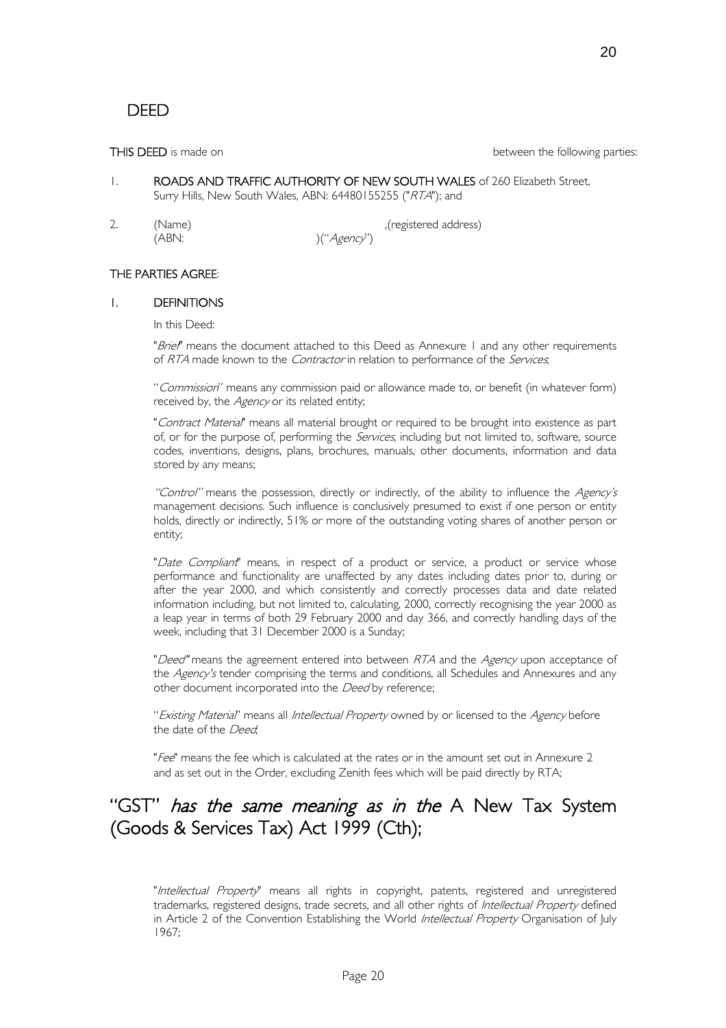# DEED

**THIS DEED** is made on between the following parties:

1. **ROADS AND TRAFFIC AUTHORITY OF NEW SOUTH WALES** of 260 Elizabeth Street, Surry Hills, New South Wales, ABN: 64480155255 ("*RTA*"); and

2. (Name) ,(registered address) (ABN: )("*Agency*")

**THE PARTIES AGREE**:

## 1. DEFINITIONS

In this Deed:

"*Brief*" means the document attached to this Deed as Annexure 1 and any other requirements of *RTA* made known to the *Contractor* in relation to performance of the *Services*;

"*Commission*" means any commission paid or allowance made to, or benefit (in whatever form) received by, the *Agency* or its related entity;

"*Contract Material*" means all material brought or required to be brought into existence as part of, or for the purpose of, performing the *Services*; including but not limited to, software, source codes, inventions, designs, plans, brochures, manuals, other documents, information and data stored by any means;

"*Control*" means the possession, directly or indirectly, of the ability to influence the *Agency's* management decisions. Such influence is conclusively presumed to exist if one person or entity holds, directly or indirectly, 51% or more of the outstanding voting shares of another person or entity;

"*Date Compliant*" means, in respect of a product or service, a product or service whose performance and functionality are unaffected by any dates including dates prior to, during or after the year 2000, and which consistently and correctly processes data and date related information including, but not limited to, calculating, 2000, correctly recognising the year 2000 as a leap year in terms of both 29 February 2000 and day 366, and correctly handling days of the week, including that 31 December 2000 is a Sunday;

"*Deed*" means the agreement entered into between *RTA* and the *Agency* upon acceptance of the *Agency's* tender comprising the terms and conditions, all Schedules and Annexures and any other document incorporated into the *Deed* by reference;

"*Existing Material*" means all *Intellectual Property* owned by or licensed to the *Agency* before the date of the *Deed*;

"*Fee*" means the fee which is calculated at the rates or in the amount set out in Annexure 2 and as set out in the Order, excluding Zenith fees which will be paid directly by RTA;

"GST" *has the same meaning as in the* A New Tax System (Goods & Services Tax) Act 1999 (Cth);

"*Intellectual Property*" means all rights in copyright, patents, registered and unregistered trademarks, registered designs, trade secrets, and all other rights of *Intellectual Property* defined in Article 2 of the Convention Establishing the World *Intellectual Property* Organisation of July 1967;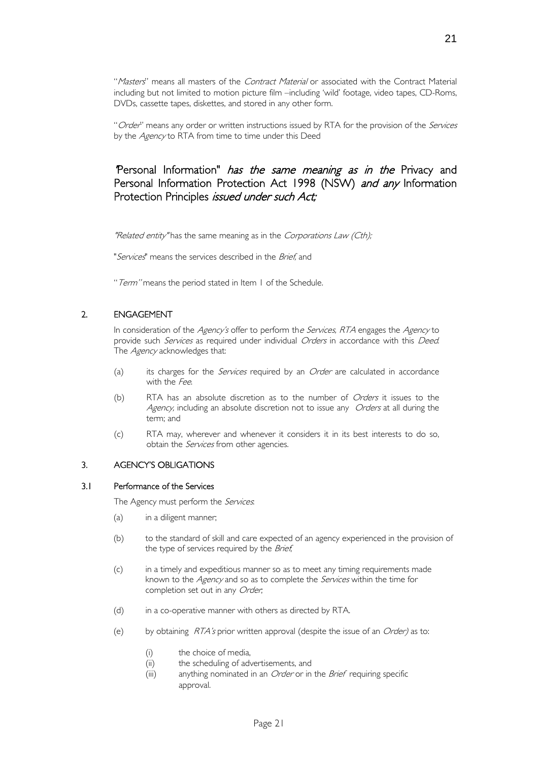"*Masters*" means all masters of the *Contract Material* or associated with the Contract Material including but not limited to motion picture film –including 'wild' footage, video tapes, CD-Roms, DVDs, cassette tapes, diskettes, and stored in any other form.

"*Order*" means any order or written instructions issued by RTA for the provision of the *Services* by the *Agency* to RTA from time to time under this Deed

"Personal Information" *has the same meaning as in the* Privacy and Personal Information Protection Act 1998 (NSW) *and any* Information Protection Principles *issued under such Act;*

*"Related entity"* has the same meaning as in the *Corporations Law (Cth);*

"*Services*" means the services described in the *Brief*, and

"*Term*" means the period stated in Item 1 of the Schedule.

## 2. ENGAGEMENT

In consideration of the *Agency's* offer to perform the *Services*, *RTA* engages the *Agency* to provide such *Services* as required under individual *Orders* in accordance with this *Deed*. The *Agency* acknowledges that:

(a) its charges for the *Services* required by an *Order* are calculated in accordance with the *Fee*.

(b) RTA has an absolute discretion as to the number of *Orders* it issues to the *Agency*, including an absolute discretion not to issue any *Orders* at all during the term; and

(c) RTA may, wherever and whenever it considers it in its best interests to do so, obtain the *Services* from other agencies.

## 3. AGENCY'S OBLIGATIONS

### 3.1 Performance of the Services

The Agency must perform the *Services*:

(a) in a diligent manner;

(b) to the standard of skill and care expected of an agency experienced in the provision of the type of services required by the *Brief*;

(c) in a timely and expeditious manner so as to meet any timing requirements made known to the *Agency* and so as to complete the *Services* within the time for completion set out in any *Order*;

(d) in a co-operative manner with others as directed by RTA.

(e) by obtaining *RTA's* prior written approval (despite the issue of an *Order)* as to:

(i) the choice of media,
(ii) the scheduling of advertisements, and
(iii) anything nominated in an *Order* or in the *Brief* requiring specific approval.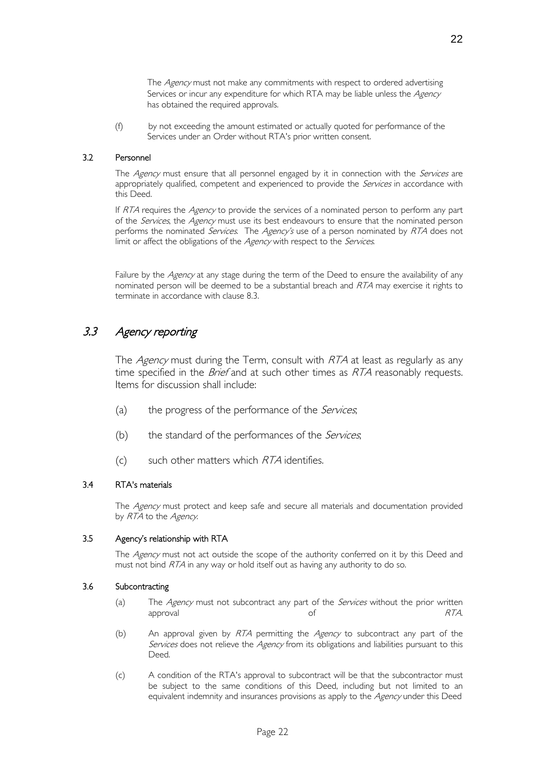The *Agency* must not make any commitments with respect to ordered advertising Services or incur any expenditure for which RTA may be liable unless the *Agency* has obtained the required approvals.

(f) by not exceeding the amount estimated or actually quoted for performance of the Services under an Order without RTA's prior written consent.

### 3.2 Personnel

The *Agency* must ensure that all personnel engaged by it in connection with the *Services* are appropriately qualified, competent and experienced to provide the *Services* in accordance with this Deed.

If *RTA* requires the *Agency* to provide the services of a nominated person to perform any part of the *Services*, the *Agency* must use its best endeavours to ensure that the nominated person performs the nominated *Services*. The *Agency's* use of a person nominated by *RTA* does not limit or affect the obligations of the *Agency* with respect to the *Services*.

Failure by the *Agency* at any stage during the term of the Deed to ensure the availability of any nominated person will be deemed to be a substantial breach and *RTA* may exercise it rights to terminate in accordance with clause 8.3.

## *3.3 Agency reporting*

The *Agency* must during the Term, consult with *RTA* at least as regularly as any time specified in the *Brief* and at such other times as *RTA* reasonably requests. Items for discussion shall include:

(a) the progress of the performance of the *Services*;

(b) the standard of the performances of the *Services*;

(c) such other matters which *RTA* identifies.

### 3.4 RTA's materials

The *Agency* must protect and keep safe and secure all materials and documentation provided by *RTA* to the *Agency*.

### 3.5 Agency's relationship with RTA

The *Agency* must not act outside the scope of the authority conferred on it by this Deed and must not bind *RTA* in any way or hold itself out as having any authority to do so.

### 3.6 Subcontracting

(a) The *Agency* must not subcontract any part of the *Services* without the prior written approval of *RTA*.

(b) An approval given by *RTA* permitting the *Agency* to subcontract any part of the *Services* does not relieve the *Agency* from its obligations and liabilities pursuant to this Deed.

(c) A condition of the RTA's approval to subcontract will be that the subcontractor must be subject to the same conditions of this Deed, including but not limited to an equivalent indemnity and insurances provisions as apply to the *Agency* under this Deed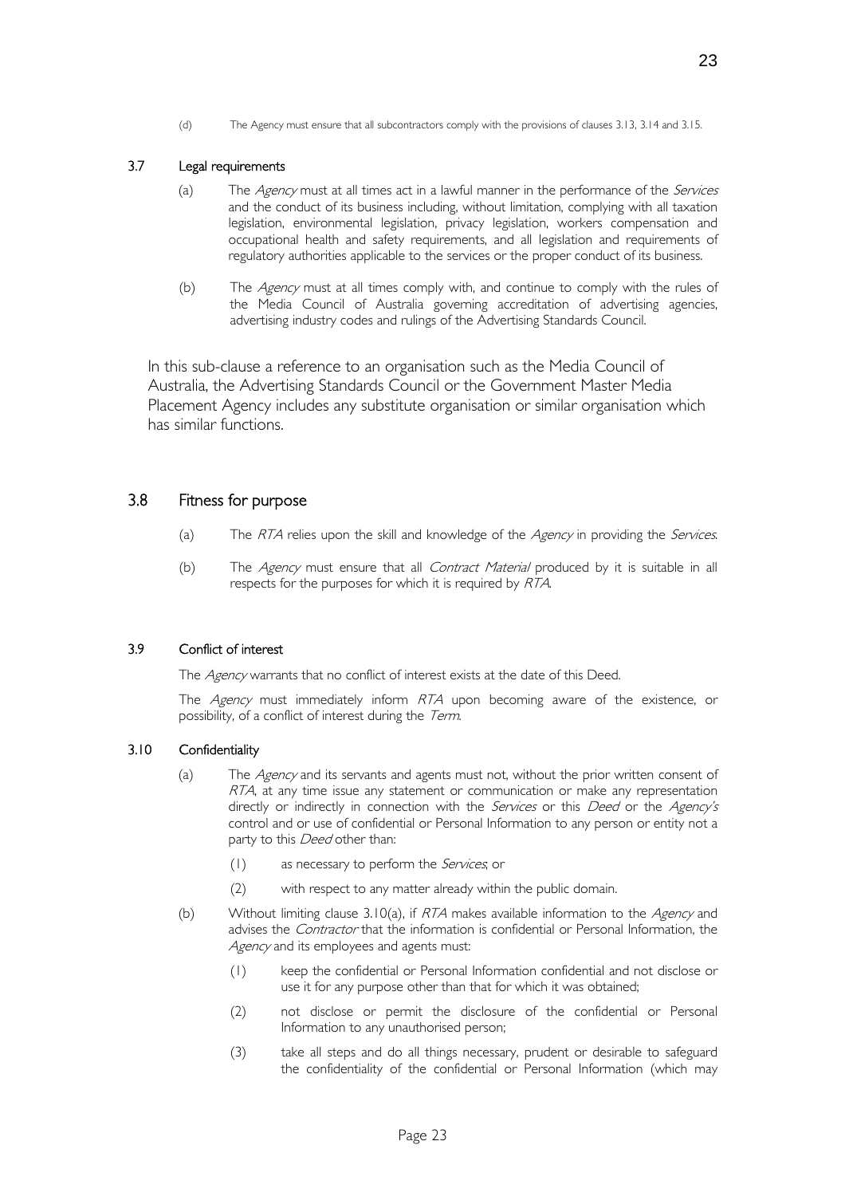(d) The Agency must ensure that all subcontractors comply with the provisions of clauses 3.13, 3.14 and 3.15.

### 3.7 Legal requirements

(a) The *Agency* must at all times act in a lawful manner in the performance of the *Services* and the conduct of its business including, without limitation, complying with all taxation legislation, environmental legislation, privacy legislation, workers compensation and occupational health and safety requirements, and all legislation and requirements of regulatory authorities applicable to the services or the proper conduct of its business.

(b) The *Agency* must at all times comply with, and continue to comply with the rules of the Media Council of Australia governing accreditation of advertising agencies, advertising industry codes and rulings of the Advertising Standards Council.

In this sub-clause a reference to an organisation such as the Media Council of Australia, the Advertising Standards Council or the Government Master Media Placement Agency includes any substitute organisation or similar organisation which has similar functions.

## 3.8 Fitness for purpose

(a) The *RTA* relies upon the skill and knowledge of the *Agency* in providing the *Services*.

(b) The *Agency* must ensure that all *Contract Material* produced by it is suitable in all respects for the purposes for which it is required by *RTA*.

### 3.9 Conflict of interest

The *Agency* warrants that no conflict of interest exists at the date of this Deed.

The *Agency* must immediately inform *RTA* upon becoming aware of the existence, or possibility, of a conflict of interest during the *Term*.

### 3.10 Confidentiality

(a) The *Agency* and its servants and agents must not, without the prior written consent of *RTA*, at any time issue any statement or communication or make any representation directly or indirectly in connection with the *Services* or this *Deed* or the *Agency's* control and or use of confidential or Personal Information to any person or entity not a party to this *Deed* other than:

(1) as necessary to perform the *Services*; or

(2) with respect to any matter already within the public domain.

(b) Without limiting clause 3.10(a), if *RTA* makes available information to the *Agency* and advises the *Contractor* that the information is confidential or Personal Information, the *Agency* and its employees and agents must:

(1) keep the confidential or Personal Information confidential and not disclose or use it for any purpose other than that for which it was obtained;

(2) not disclose or permit the disclosure of the confidential or Personal Information to any unauthorised person;

(3) take all steps and do all things necessary, prudent or desirable to safeguard the confidentiality of the confidential or Personal Information (which may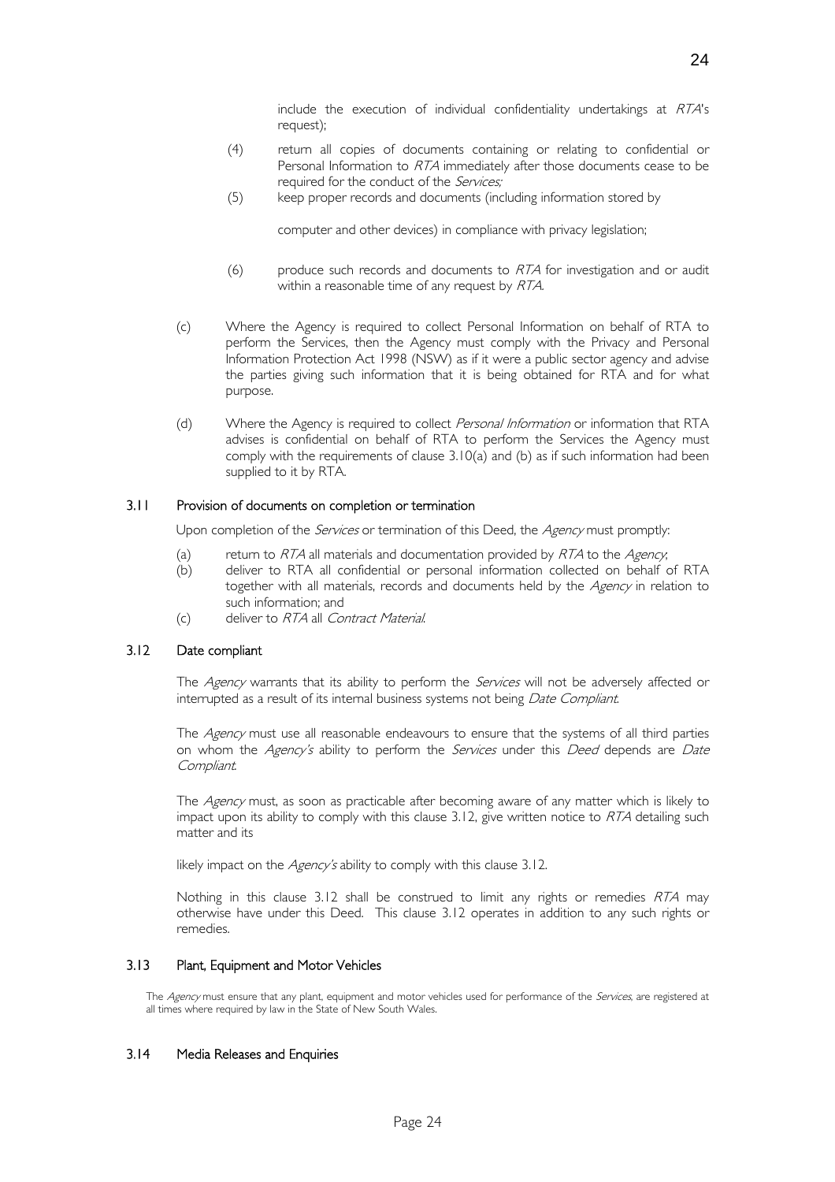include the execution of individual confidentiality undertakings at *RTA*'s request);

(4) return all copies of documents containing or relating to confidential or Personal Information to *RTA* immediately after those documents cease to be required for the conduct of the *Services;*

(5) keep proper records and documents (including information stored by

computer and other devices) in compliance with privacy legislation;

(6) produce such records and documents to *RTA* for investigation and or audit within a reasonable time of any request by *RTA*.

(c) Where the Agency is required to collect Personal Information on behalf of RTA to perform the Services, then the Agency must comply with the Privacy and Personal Information Protection Act 1998 (NSW) as if it were a public sector agency and advise the parties giving such information that it is being obtained for RTA and for what purpose.

(d) Where the Agency is required to collect *Personal Information* or information that RTA advises is confidential on behalf of RTA to perform the Services the Agency must comply with the requirements of clause 3.10(a) and (b) as if such information had been supplied to it by RTA.

### 3.11 Provision of documents on completion or termination

Upon completion of the *Services* or termination of this Deed, the *Agency* must promptly:

(a) return to *RTA* all materials and documentation provided by *RTA* to the *Agency*;

(b) deliver to RTA all confidential or personal information collected on behalf of RTA together with all materials, records and documents held by the *Agency* in relation to such information; and

(c) deliver to *RTA* all *Contract Material*.

### 3.12 Date compliant

The *Agency* warrants that its ability to perform the *Services* will not be adversely affected or interrupted as a result of its internal business systems not being *Date Compliant*.

The *Agency* must use all reasonable endeavours to ensure that the systems of all third parties on whom the *Agency's* ability to perform the *Services* under this *Deed* depends are *Date Compliant*.

The *Agency* must, as soon as practicable after becoming aware of any matter which is likely to impact upon its ability to comply with this clause 3.12, give written notice to *RTA* detailing such matter and its

likely impact on the *Agency's* ability to comply with this clause 3.12.

Nothing in this clause 3.12 shall be construed to limit any rights or remedies *RTA* may otherwise have under this Deed. This clause 3.12 operates in addition to any such rights or remedies.

### 3.13 Plant, Equipment and Motor Vehicles

The *Agency* must ensure that any plant, equipment and motor vehicles used for performance of the *Services*, are registered at all times where required by law in the State of New South Wales.

### 3.14 Media Releases and Enquiries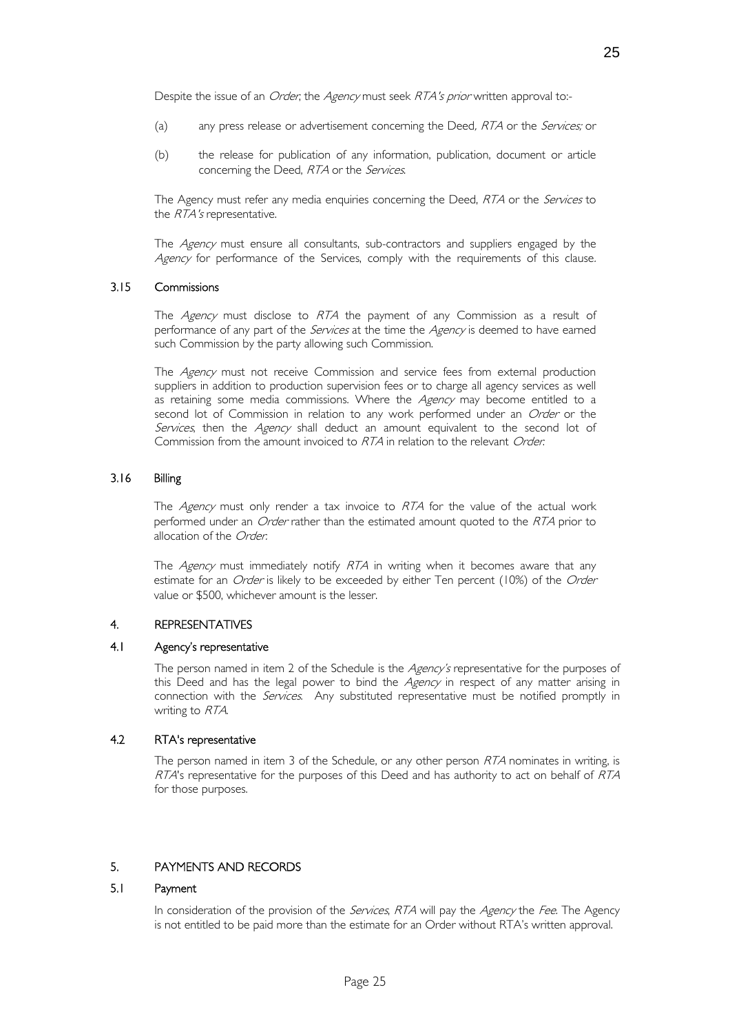Despite the issue of an *Order*, the *Agency* must seek *RTA's prior* written approval to:-

(a) any press release or advertisement concerning the Deed, *RTA* or the *Services;* or

(b) the release for publication of any information, publication, document or article concerning the Deed, *RTA* or the *Services*.

The Agency must refer any media enquiries concerning the Deed, *RTA* or the *Services* to the *RTA's* representative.

The *Agency* must ensure all consultants, sub-contractors and suppliers engaged by the *Agency* for performance of the Services, comply with the requirements of this clause.

### 3.15 Commissions

The *Agency* must disclose to *RTA* the payment of any Commission as a result of performance of any part of the *Services* at the time the *Agency* is deemed to have earned such Commission by the party allowing such Commission.

The *Agency* must not receive Commission and service fees from external production suppliers in addition to production supervision fees or to charge all agency services as well as retaining some media commissions. Where the *Agency* may become entitled to a second lot of Commission in relation to any work performed under an *Order* or the *Services*, then the *Agency* shall deduct an amount equivalent to the second lot of Commission from the amount invoiced to *RTA* in relation to the relevant *Order*.

### 3.16 Billing

The *Agency* must only render a tax invoice to *RTA* for the value of the actual work performed under an *Order* rather than the estimated amount quoted to the *RTA* prior to allocation of the *Order*.

The *Agency* must immediately notify *RTA* in writing when it becomes aware that any estimate for an *Order* is likely to be exceeded by either Ten percent (10%) of the *Order* value or $500, whichever amount is the lesser.

## 4. REPRESENTATIVES

### 4.1 Agency's representative

The person named in item 2 of the Schedule is the *Agency's* representative for the purposes of this Deed and has the legal power to bind the *Agency* in respect of any matter arising in connection with the *Services*. Any substituted representative must be notified promptly in writing to *RTA*.

### 4.2 RTA's representative

The person named in item 3 of the Schedule, or any other person *RTA* nominates in writing, is *RTA*'s representative for the purposes of this Deed and has authority to act on behalf of *RTA* for those purposes.

## 5. PAYMENTS AND RECORDS

### 5.1 Payment

In consideration of the provision of the *Services*, *RTA* will pay the *Agency* the *Fee*. The Agency is not entitled to be paid more than the estimate for an Order without RTA's written approval.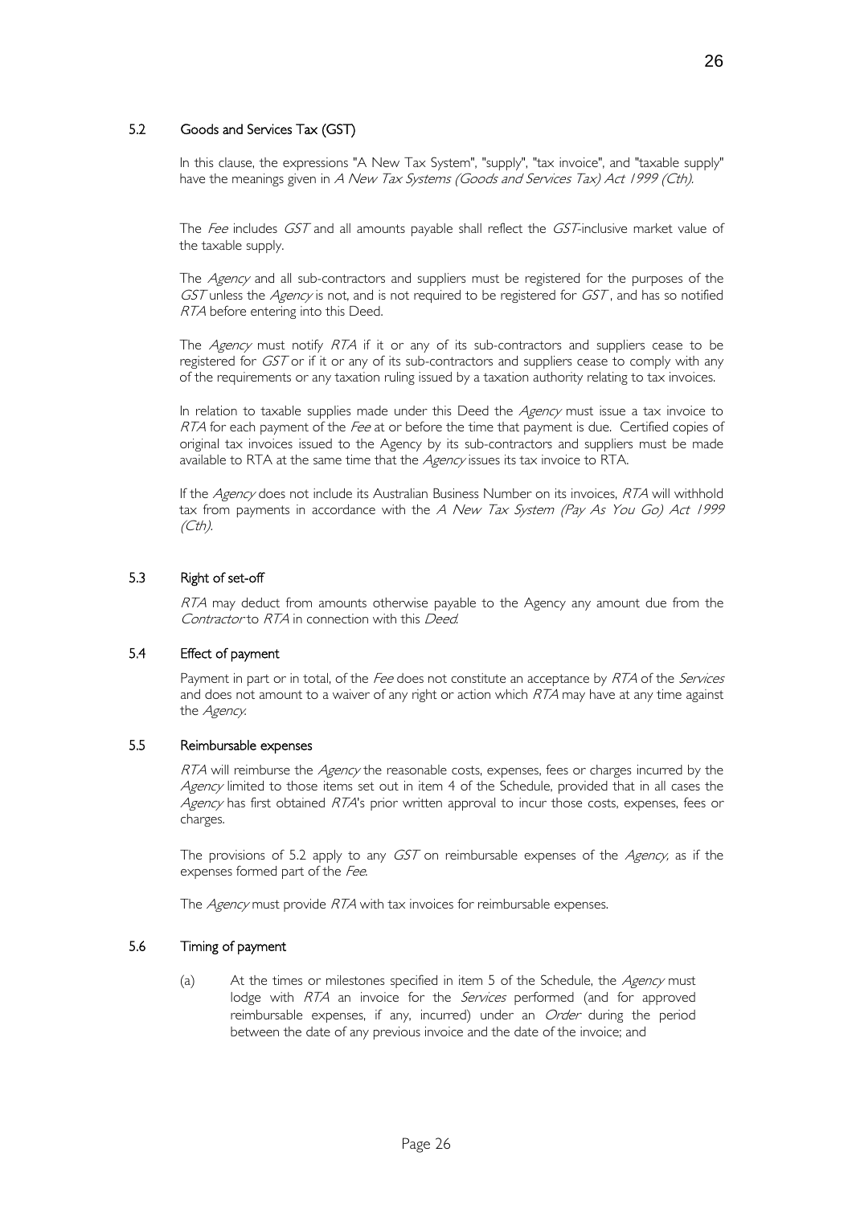### 5.2 Goods and Services Tax (GST)

In this clause, the expressions "A New Tax System", "supply", "tax invoice", and "taxable supply" have the meanings given in *A New Tax Systems (Goods and Services Tax) Act 1999 (Cth).*

The *Fee* includes *GST* and all amounts payable shall reflect the *GST*-inclusive market value of the taxable supply.

The *Agency* and all sub-contractors and suppliers must be registered for the purposes of the *GST* unless the *Agency* is not, and is not required to be registered for *GST* , and has so notified *RTA* before entering into this Deed.

The *Agency* must notify *RTA* if it or any of its sub-contractors and suppliers cease to be registered for *GST* or if it or any of its sub-contractors and suppliers cease to comply with any of the requirements or any taxation ruling issued by a taxation authority relating to tax invoices.

In relation to taxable supplies made under this Deed the *Agency* must issue a tax invoice to *RTA* for each payment of the *Fee* at or before the time that payment is due. Certified copies of original tax invoices issued to the Agency by its sub-contractors and suppliers must be made available to RTA at the same time that the *Agency* issues its tax invoice to RTA.

If the *Agency* does not include its Australian Business Number on its invoices, *RTA* will withhold tax from payments in accordance with the *A New Tax System (Pay As You Go) Act 1999 (Cth).*

### 5.3 Right of set-off

*RTA* may deduct from amounts otherwise payable to the Agency any amount due from the *Contractor* to *RTA* in connection with this *Deed.*

### 5.4 Effect of payment

Payment in part or in total, of the *Fee* does not constitute an acceptance by *RTA* of the *Services* and does not amount to a waiver of any right or action which *RTA* may have at any time against the *Agency*.

### 5.5 Reimbursable expenses

*RTA* will reimburse the *Agency* the reasonable costs, expenses, fees or charges incurred by the *Agency* limited to those items set out in item 4 of the Schedule, provided that in all cases the *Agency* has first obtained *RTA*'s prior written approval to incur those costs, expenses, fees or charges.

The provisions of 5.2 apply to any *GST* on reimbursable expenses of the *Agency*, as if the expenses formed part of the *Fee*.

The *Agency* must provide *RTA* with tax invoices for reimbursable expenses.

### 5.6 Timing of payment

(a) At the times or milestones specified in item 5 of the Schedule, the *Agency* must lodge with *RTA* an invoice for the *Services* performed (and for approved reimbursable expenses, if any, incurred) under an *Order* during the period between the date of any previous invoice and the date of the invoice; and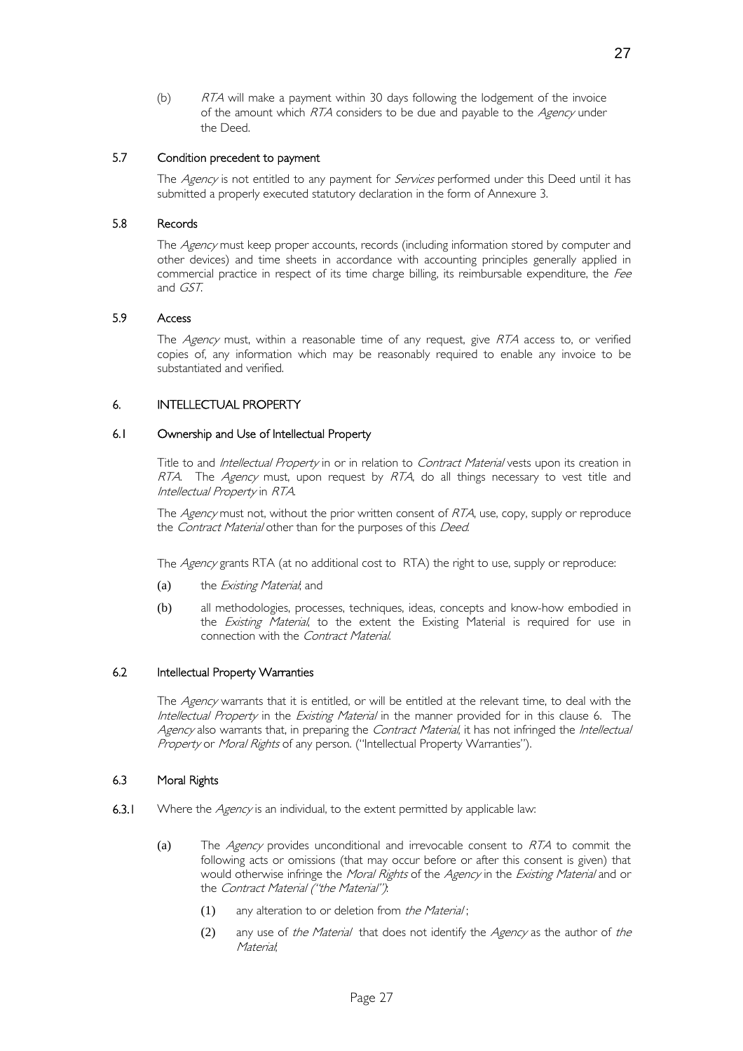(b) *RTA* will make a payment within 30 days following the lodgement of the invoice of the amount which *RTA* considers to be due and payable to the *Agency* under the Deed.

### 5.7 Condition precedent to payment

The *Agency* is not entitled to any payment for *Services* performed under this Deed until it has submitted a properly executed statutory declaration in the form of Annexure 3.

### 5.8 Records

The *Agency* must keep proper accounts, records (including information stored by computer and other devices) and time sheets in accordance with accounting principles generally applied in commercial practice in respect of its time charge billing, its reimbursable expenditure, the *Fee* and *GST*.

### 5.9 Access

The *Agency* must, within a reasonable time of any request, give *RTA* access to, or verified copies of, any information which may be reasonably required to enable any invoice to be substantiated and verified.

## 6. INTELLECTUAL PROPERTY

### 6.1 Ownership and Use of Intellectual Property

Title to and *Intellectual Property* in or in relation to *Contract Material* vests upon its creation in *RTA*. The *Agency* must, upon request by *RTA*, do all things necessary to vest title and *Intellectual Property* in *RTA*.

The *Agency* must not, without the prior written consent of *RTA*, use, copy, supply or reproduce the *Contract Material* other than for the purposes of this *Deed*.

The *Agency* grants RTA (at no additional cost to RTA) the right to use, supply or reproduce:

(a) the *Existing Material*; and

(b) all methodologies, processes, techniques, ideas, concepts and know-how embodied in the *Existing Material*, to the extent the Existing Material is required for use in connection with the *Contract Material*.

### 6.2 Intellectual Property Warranties

The *Agency* warrants that it is entitled, or will be entitled at the relevant time, to deal with the *Intellectual Property* in the *Existing Material* in the manner provided for in this clause 6. The *Agency* also warrants that, in preparing the *Contract Material*, it has not infringed the *Intellectual Property* or *Moral Rights* of any person. ("Intellectual Property Warranties").

### 6.3 Moral Rights

**6.3.1** Where the *Agency* is an individual, to the extent permitted by applicable law:

(a) The *Agency* provides unconditional and irrevocable consent to *RTA* to commit the following acts or omissions (that may occur before or after this consent is given) that would otherwise infringe the *Moral Rights* of the *Agency* in the *Existing Material* and or the *Contract Material ("the Material")*:

(1) any alteration to or deletion from *the Material* ;

(2) any use of *the Material* that does not identify the *Agency* as the author of *the Material*;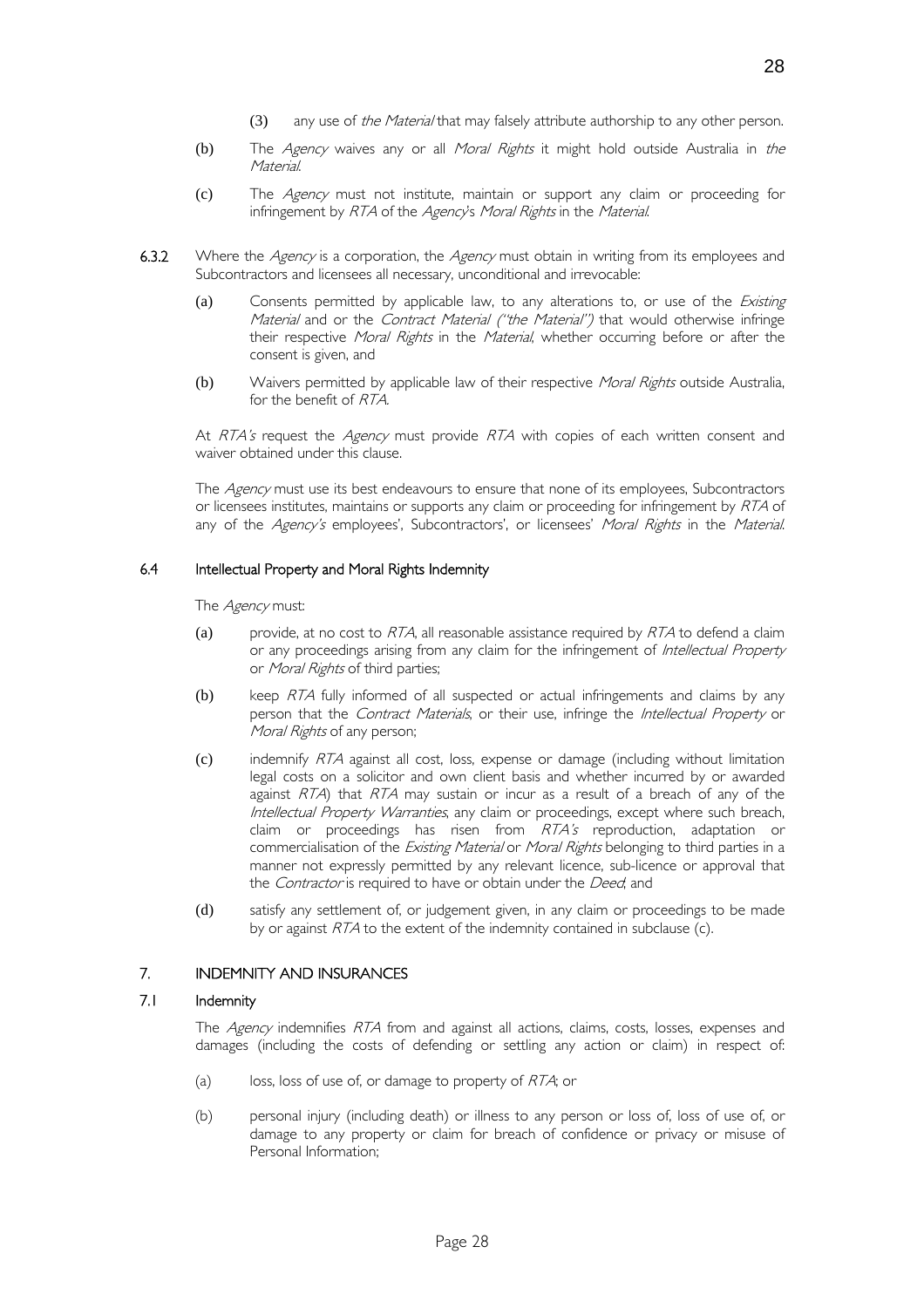(3) any use of *the Material* that may falsely attribute authorship to any other person.

(b) The *Agency* waives any or all *Moral Rights* it might hold outside Australia in *the Material*.

(c) The *Agency* must not institute, maintain or support any claim or proceeding for infringement by *RTA* of the *Agency*'s *Moral Rights* in the *Material*.

**6.3.2** Where the *Agency* is a corporation, the *Agency* must obtain in writing from its employees and Subcontractors and licensees all necessary, unconditional and irrevocable:

(a) Consents permitted by applicable law, to any alterations to, or use of the *Existing Material* and or the *Contract Material ("the Material")* that would otherwise infringe their respective *Moral Rights* in the *Material*, whether occurring before or after the consent is given, and

(b) Waivers permitted by applicable law of their respective *Moral Rights* outside Australia, for the benefit of *RTA*.

At *RTA's* request the *Agency* must provide *RTA* with copies of each written consent and waiver obtained under this clause.

The *Agency* must use its best endeavours to ensure that none of its employees, Subcontractors or licensees institutes, maintains or supports any claim or proceeding for infringement by *RTA* of any of the *Agency's* employees', Subcontractors', or licensees' *Moral Rights* in the *Material*.

### 6.4 Intellectual Property and Moral Rights Indemnity

The *Agency* must:

(a) provide, at no cost to *RTA*, all reasonable assistance required by *RTA* to defend a claim or any proceedings arising from any claim for the infringement of *Intellectual Property* or *Moral Rights* of third parties;

(b) keep *RTA* fully informed of all suspected or actual infringements and claims by any person that the *Contract Materials*, or their use, infringe the *Intellectual Property* or *Moral Rights* of any person;

(c) indemnify *RTA* against all cost, loss, expense or damage (including without limitation legal costs on a solicitor and own client basis and whether incurred by or awarded against *RTA*) that *RTA* may sustain or incur as a result of a breach of any of the *Intellectual Property Warranties*, any claim or proceedings, except where such breach, claim or proceedings has risen from *RTA's* reproduction, adaptation or commercialisation of the *Existing Material* or *Moral Rights* belonging to third parties in a manner not expressly permitted by any relevant licence, sub-licence or approval that the *Contractor* is required to have or obtain under the *Deed*; and

(d) satisfy any settlement of, or judgement given, in any claim or proceedings to be made by or against *RTA* to the extent of the indemnity contained in subclause (c).

## 7. INDEMNITY AND INSURANCES

### 7.1 Indemnity

The *Agency* indemnifies *RTA* from and against all actions, claims, costs, losses, expenses and damages (including the costs of defending or settling any action or claim) in respect of:

(a) loss, loss of use of, or damage to property of *RTA*; or

(b) personal injury (including death) or illness to any person or loss of, loss of use of, or damage to any property or claim for breach of confidence or privacy or misuse of Personal Information;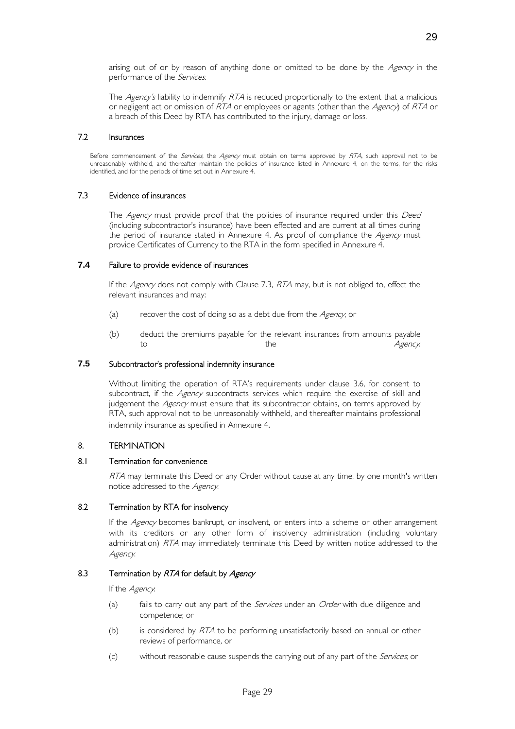arising out of or by reason of anything done or omitted to be done by the *Agency* in the performance of the *Services*.

The *Agency's* liability to indemnify *RTA* is reduced proportionally to the extent that a malicious or negligent act or omission of *RTA* or employees or agents (other than the *Agency*) of *RTA* or a breach of this Deed by RTA has contributed to the injury, damage or loss.

### 7.2 Insurances

Before commencement of the *Services*, the *Agency* must obtain on terms approved by *RTA*, such approval not to be unreasonably withheld, and thereafter maintain the policies of insurance listed in Annexure 4, on the terms, for the risks identified, and for the periods of time set out in Annexure 4.

### 7.3 Evidence of insurances

The *Agency* must provide proof that the policies of insurance required under this *Deed* (including subcontractor's insurance) have been effected and are current at all times during the period of insurance stated in Annexure 4. As proof of compliance the *Agency* must provide Certificates of Currency to the RTA in the form specified in Annexure 4.

### 7.4 Failure to provide evidence of insurances

If the *Agency* does not comply with Clause 7.3, *RTA* may, but is not obliged to, effect the relevant insurances and may:

(a) recover the cost of doing so as a debt due from the *Agency*; or

(b) deduct the premiums payable for the relevant insurances from amounts payable to the *Agency*.

### 7.5 Subcontractor's professional indemnity insurance

Without limiting the operation of RTA's requirements under clause 3.6, for consent to subcontract, if the *Agency* subcontracts services which require the exercise of skill and judgement the *Agency* must ensure that its subcontractor obtains, on terms approved by RTA, such approval not to be unreasonably withheld, and thereafter maintains professional indemnity insurance as specified in Annexure 4.

## 8. TERMINATION

### 8.1 Termination for convenience

*RTA* may terminate this Deed or any Order without cause at any time, by one month's written notice addressed to the *Agency*.

### 8.2 Termination by RTA for insolvency

If the *Agency* becomes bankrupt, or insolvent, or enters into a scheme or other arrangement with its creditors or any other form of insolvency administration (including voluntary administration) *RTA* may immediately terminate this Deed by written notice addressed to the *Agency*.

### 8.3 Termination by *RTA* for default by *Agency*

If the *Agency*:

(a) fails to carry out any part of the *Services* under an *Order* with due diligence and competence; or

(b) is considered by *RTA* to be performing unsatisfactorily based on annual or other reviews of performance, or

(c) without reasonable cause suspends the carrying out of any part of the *Services*; or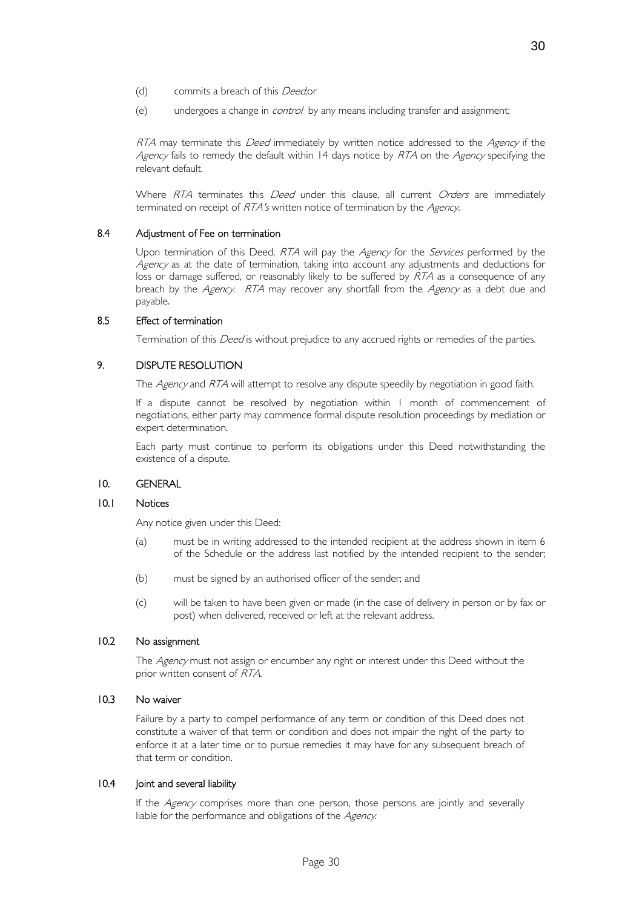(d) commits a breach of this *Deed*,or

(e) undergoes a change in *control* by any means including transfer and assignment;

*RTA* may terminate this *Deed* immediately by written notice addressed to the *Agency* if the *Agency* fails to remedy the default within 14 days notice by *RTA* on the *Agency* specifying the relevant default.

Where *RTA* terminates this *Deed* under this clause, all current *Orders* are immediately terminated on receipt of *RTA's* written notice of termination by the *Agency*.

### 8.4 Adjustment of Fee on termination

Upon termination of this Deed, *RTA* will pay the *Agency* for the *Services* performed by the *Agency* as at the date of termination, taking into account any adjustments and deductions for loss or damage suffered, or reasonably likely to be suffered by *RTA* as a consequence of any breach by the *Agency*. *RTA* may recover any shortfall from the *Agency* as a debt due and payable.

### 8.5 Effect of termination

Termination of this *Deed* is without prejudice to any accrued rights or remedies of the parties.

## 9. DISPUTE RESOLUTION

The *Agency* and *RTA* will attempt to resolve any dispute speedily by negotiation in good faith.

If a dispute cannot be resolved by negotiation within 1 month of commencement of negotiations, either party may commence formal dispute resolution proceedings by mediation or expert determination.

Each party must continue to perform its obligations under this Deed notwithstanding the existence of a dispute.

## 10. GENERAL

### 10.1 Notices

Any notice given under this Deed:

(a) must be in writing addressed to the intended recipient at the address shown in item 6 of the Schedule or the address last notified by the intended recipient to the sender;

(b) must be signed by an authorised officer of the sender; and

(c) will be taken to have been given or made (in the case of delivery in person or by fax or post) when delivered, received or left at the relevant address.

### 10.2 No assignment

The *Agency* must not assign or encumber any right or interest under this Deed without the prior written consent of *RTA*.

### 10.3 No waiver

Failure by a party to compel performance of any term or condition of this Deed does not constitute a waiver of that term or condition and does not impair the right of the party to enforce it at a later time or to pursue remedies it may have for any subsequent breach of that term or condition.

### 10.4 Joint and several liability

If the *Agency* comprises more than one person, those persons are jointly and severally liable for the performance and obligations of the *Agency*.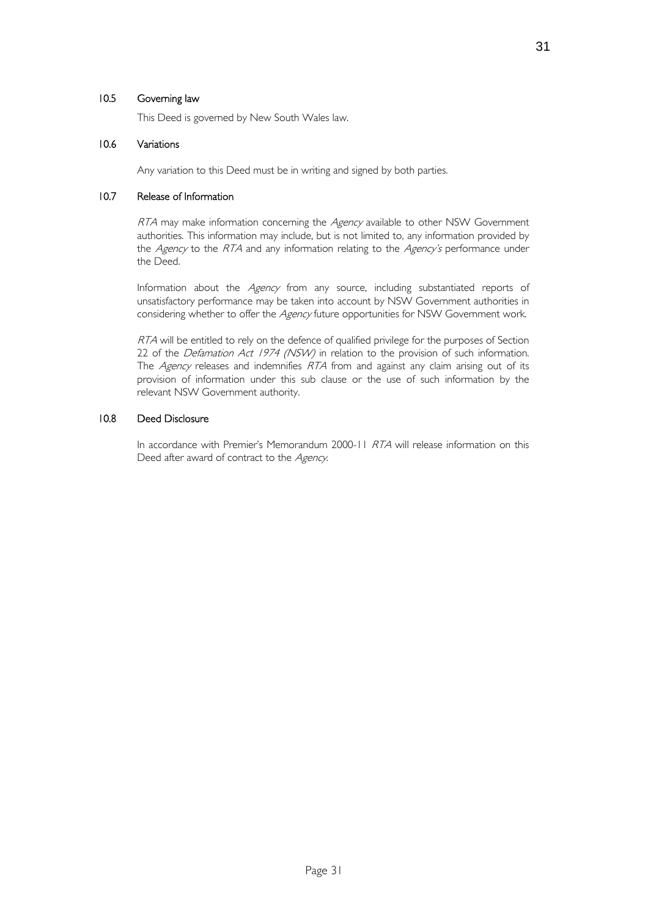### 10.5 Governing law

This Deed is governed by New South Wales law.

### 10.6 Variations

Any variation to this Deed must be in writing and signed by both parties.

### 10.7 Release of Information

*RTA* may make information concerning the *Agency* available to other NSW Government authorities. This information may include, but is not limited to, any information provided by the *Agency* to the *RTA* and any information relating to the *Agency's* performance under the Deed.

Information about the *Agency* from any source, including substantiated reports of unsatisfactory performance may be taken into account by NSW Government authorities in considering whether to offer the *Agency* future opportunities for NSW Government work.

*RTA* will be entitled to rely on the defence of qualified privilege for the purposes of Section 22 of the *Defamation Act 1974 (NSW)* in relation to the provision of such information. The *Agency* releases and indemnifies *RTA* from and against any claim arising out of its provision of information under this sub clause or the use of such information by the relevant NSW Government authority.

### 10.8 Deed Disclosure

In accordance with Premier's Memorandum 2000-11 *RTA* will release information on this Deed after award of contract to the *Agency*.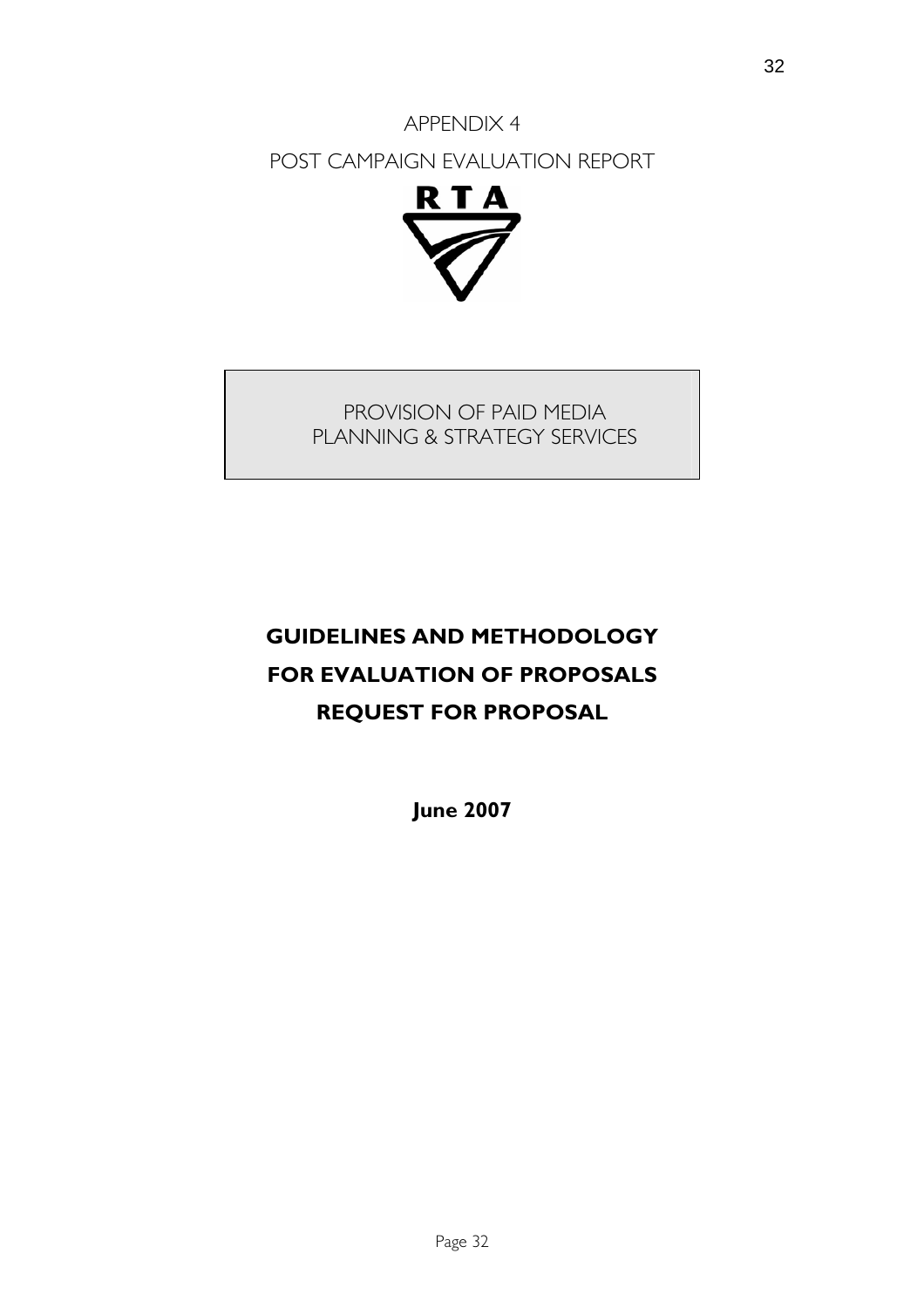APPENDIX 4

POST CAMPAIGN EVALUATION REPORT

RTA

PROVISION OF PAID MEDIA
PLANNING & STRATEGY SERVICES

# GUIDELINES AND METHODOLOGY
# FOR EVALUATION OF PROPOSALS
# REQUEST FOR PROPOSAL

**June 2007**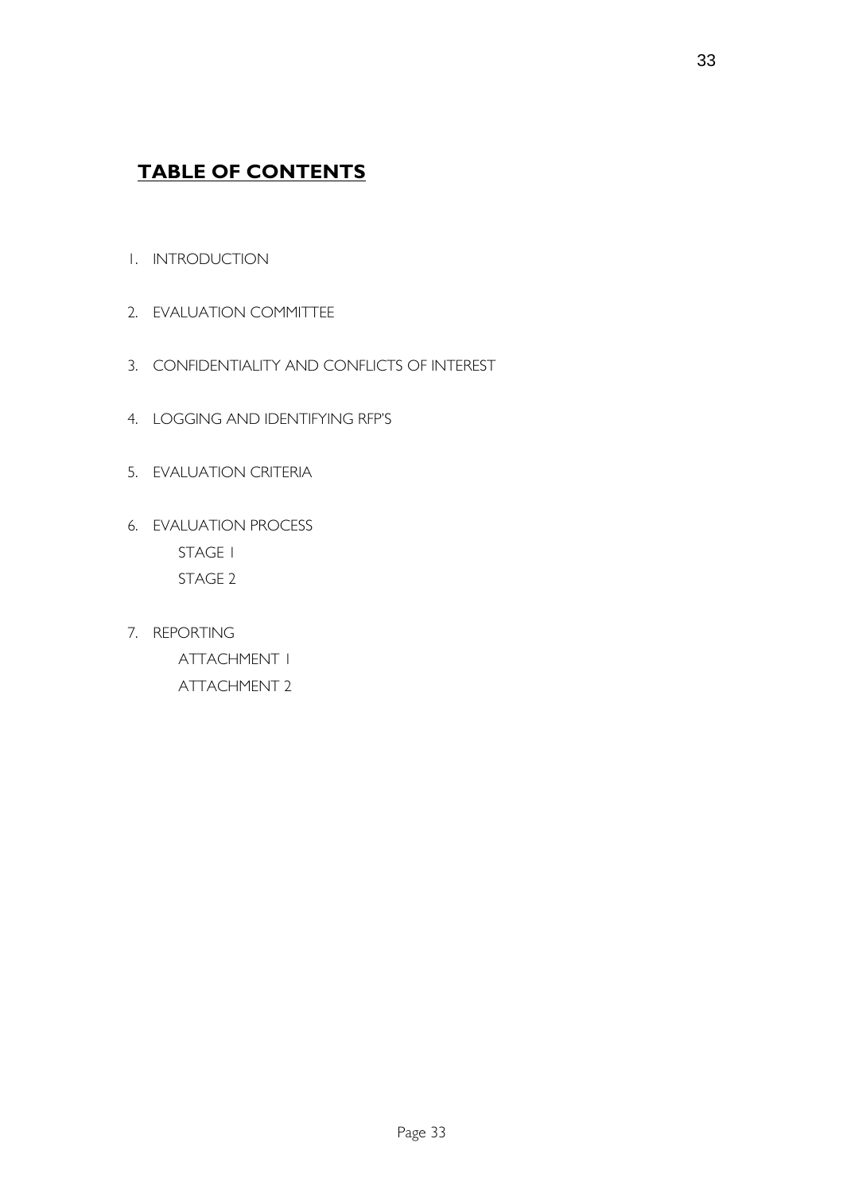## TABLE OF CONTENTS

1. INTRODUCTION
2. EVALUATION COMMITTEE
3. CONFIDENTIALITY AND CONFLICTS OF INTEREST
4. LOGGING AND IDENTIFYING RFP'S
5. EVALUATION CRITERIA
6. EVALUATION PROCESS
   - STAGE 1
   - STAGE 2
7. REPORTING
   - ATTACHMENT 1
   - ATTACHMENT 2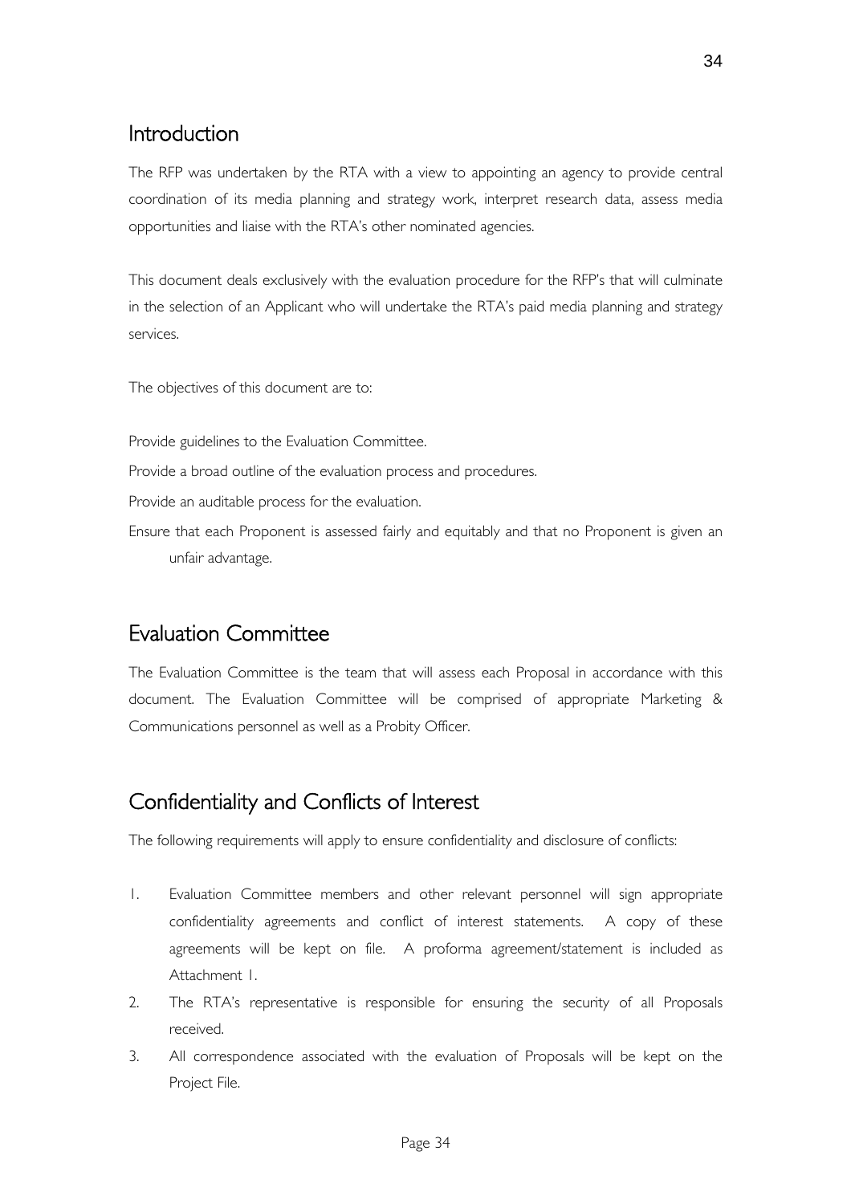## Introduction

The RFP was undertaken by the RTA with a view to appointing an agency to provide central coordination of its media planning and strategy work, interpret research data, assess media opportunities and liaise with the RTA's other nominated agencies.

This document deals exclusively with the evaluation procedure for the RFP's that will culminate in the selection of an Applicant who will undertake the RTA's paid media planning and strategy services.

The objectives of this document are to:

Provide guidelines to the Evaluation Committee.

Provide a broad outline of the evaluation process and procedures.

Provide an auditable process for the evaluation.

Ensure that each Proponent is assessed fairly and equitably and that no Proponent is given an unfair advantage.

## Evaluation Committee

The Evaluation Committee is the team that will assess each Proposal in accordance with this document. The Evaluation Committee will be comprised of appropriate Marketing & Communications personnel as well as a Probity Officer.

## Confidentiality and Conflicts of Interest

The following requirements will apply to ensure confidentiality and disclosure of conflicts:

1. Evaluation Committee members and other relevant personnel will sign appropriate confidentiality agreements and conflict of interest statements. A copy of these agreements will be kept on file. A proforma agreement/statement is included as Attachment 1.
2. The RTA's representative is responsible for ensuring the security of all Proposals received.
3. All correspondence associated with the evaluation of Proposals will be kept on the Project File.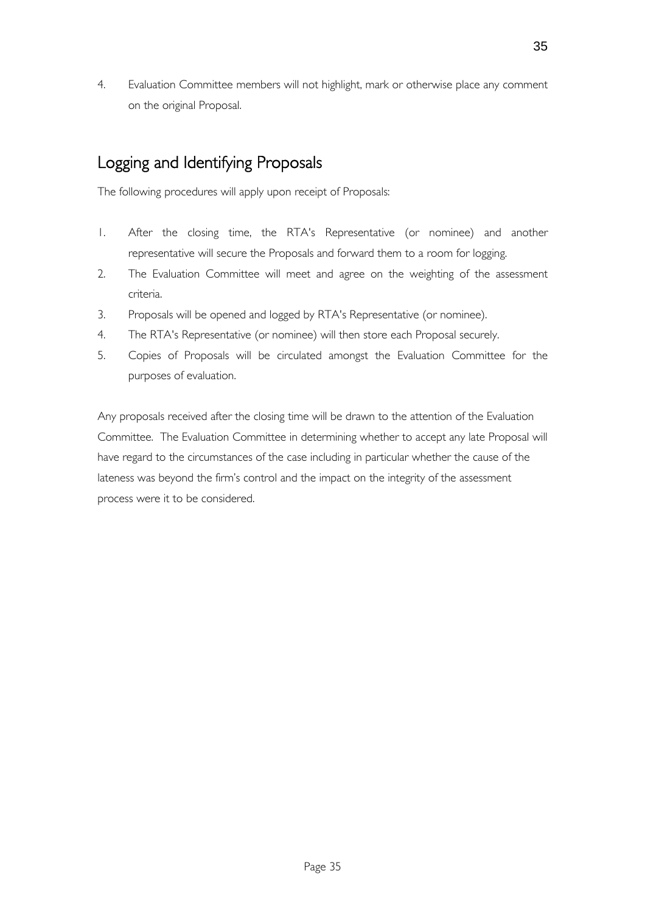4. Evaluation Committee members will not highlight, mark or otherwise place any comment on the original Proposal.

## Logging and Identifying Proposals

The following procedures will apply upon receipt of Proposals:

1. After the closing time, the RTA's Representative (or nominee) and another representative will secure the Proposals and forward them to a room for logging.
2. The Evaluation Committee will meet and agree on the weighting of the assessment criteria.
3. Proposals will be opened and logged by RTA's Representative (or nominee).
4. The RTA's Representative (or nominee) will then store each Proposal securely.
5. Copies of Proposals will be circulated amongst the Evaluation Committee for the purposes of evaluation.

Any proposals received after the closing time will be drawn to the attention of the Evaluation Committee. The Evaluation Committee in determining whether to accept any late Proposal will have regard to the circumstances of the case including in particular whether the cause of the lateness was beyond the firm's control and the impact on the integrity of the assessment process were it to be considered.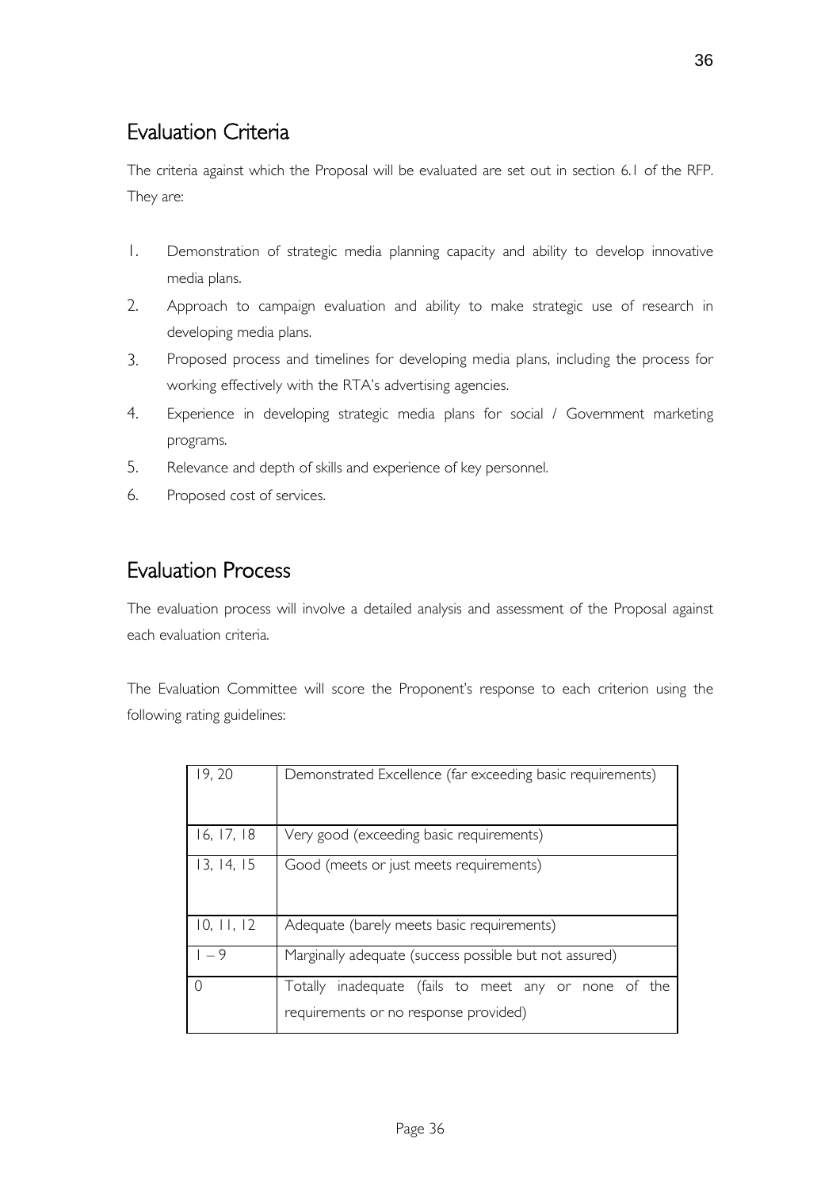## Evaluation Criteria

The criteria against which the Proposal will be evaluated are set out in section 6.1 of the RFP. They are:

1. Demonstration of strategic media planning capacity and ability to develop innovative media plans.
2. Approach to campaign evaluation and ability to make strategic use of research in developing media plans.
3. Proposed process and timelines for developing media plans, including the process for working effectively with the RTA's advertising agencies.
4. Experience in developing strategic media plans for social / Government marketing programs.
5. Relevance and depth of skills and experience of key personnel.
6. Proposed cost of services.

## Evaluation Process

The evaluation process will involve a detailed analysis and assessment of the Proposal against each evaluation criteria.

The Evaluation Committee will score the Proponent's response to each criterion using the following rating guidelines:

| | |
|---|---|
| 19, 20 | Demonstrated Excellence (far exceeding basic requirements) |
| 16, 17, 18 | Very good (exceeding basic requirements) |
| 13, 14, 15 | Good (meets or just meets requirements) |
| 10, 11, 12 | Adequate (barely meets basic requirements) |
| 1 – 9 | Marginally adequate (success possible but not assured) |
| 0 | Totally inadequate (fails to meet any or none of the requirements or no response provided) |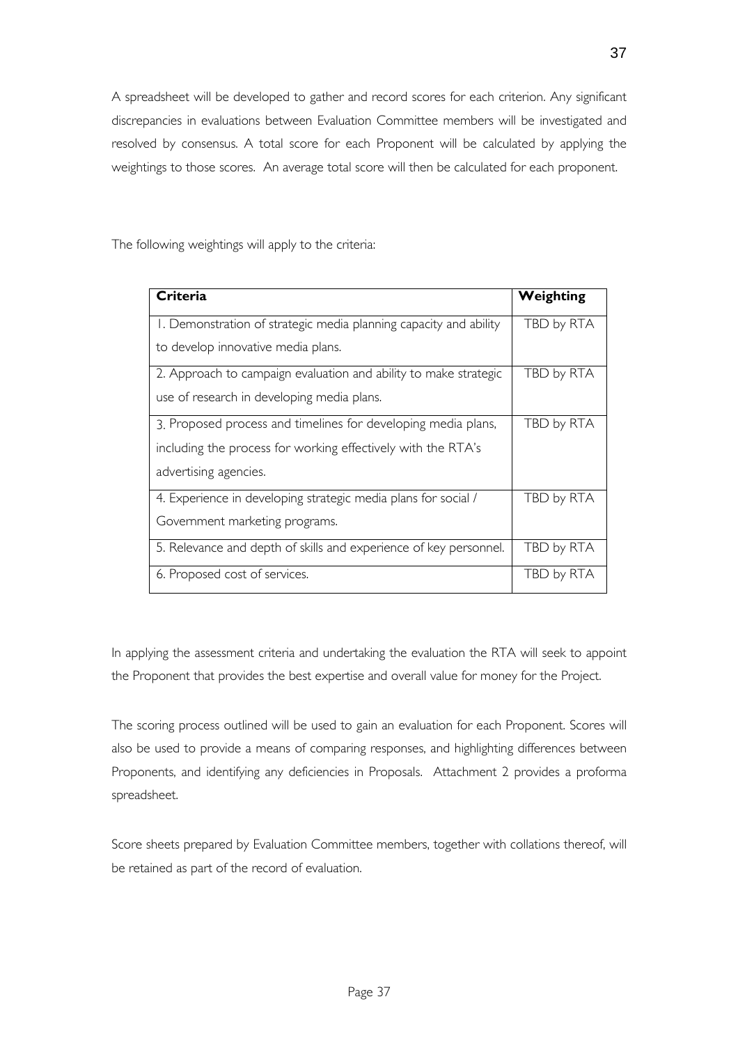A spreadsheet will be developed to gather and record scores for each criterion. Any significant discrepancies in evaluations between Evaluation Committee members will be investigated and resolved by consensus. A total score for each Proponent will be calculated by applying the weightings to those scores. An average total score will then be calculated for each proponent.

The following weightings will apply to the criteria:

| Criteria | Weighting |
|---|---|
| 1. Demonstration of strategic media planning capacity and ability to develop innovative media plans. | TBD by RTA |
| 2. Approach to campaign evaluation and ability to make strategic use of research in developing media plans. | TBD by RTA |
| 3. Proposed process and timelines for developing media plans, including the process for working effectively with the RTA's advertising agencies. | TBD by RTA |
| 4. Experience in developing strategic media plans for social / Government marketing programs. | TBD by RTA |
| 5. Relevance and depth of skills and experience of key personnel. | TBD by RTA |
| 6. Proposed cost of services. | TBD by RTA |

In applying the assessment criteria and undertaking the evaluation the RTA will seek to appoint the Proponent that provides the best expertise and overall value for money for the Project.

The scoring process outlined will be used to gain an evaluation for each Proponent. Scores will also be used to provide a means of comparing responses, and highlighting differences between Proponents, and identifying any deficiencies in Proposals. Attachment 2 provides a proforma spreadsheet.

Score sheets prepared by Evaluation Committee members, together with collations thereof, will be retained as part of the record of evaluation.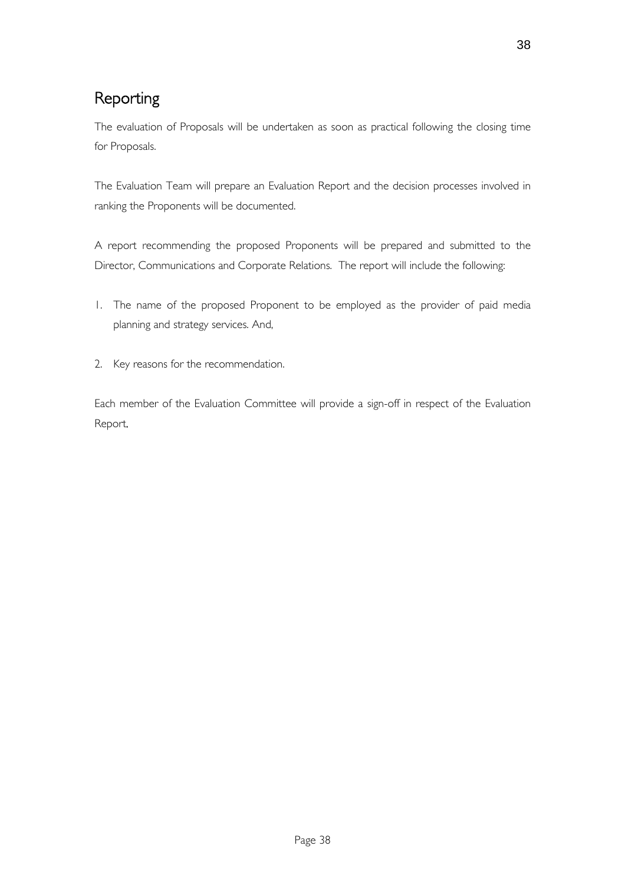## Reporting

The evaluation of Proposals will be undertaken as soon as practical following the closing time for Proposals.

The Evaluation Team will prepare an Evaluation Report and the decision processes involved in ranking the Proponents will be documented.

A report recommending the proposed Proponents will be prepared and submitted to the Director, Communications and Corporate Relations. The report will include the following:

1. The name of the proposed Proponent to be employed as the provider of paid media planning and strategy services. And,
2. Key reasons for the recommendation.

Each member of the Evaluation Committee will provide a sign-off in respect of the Evaluation Report,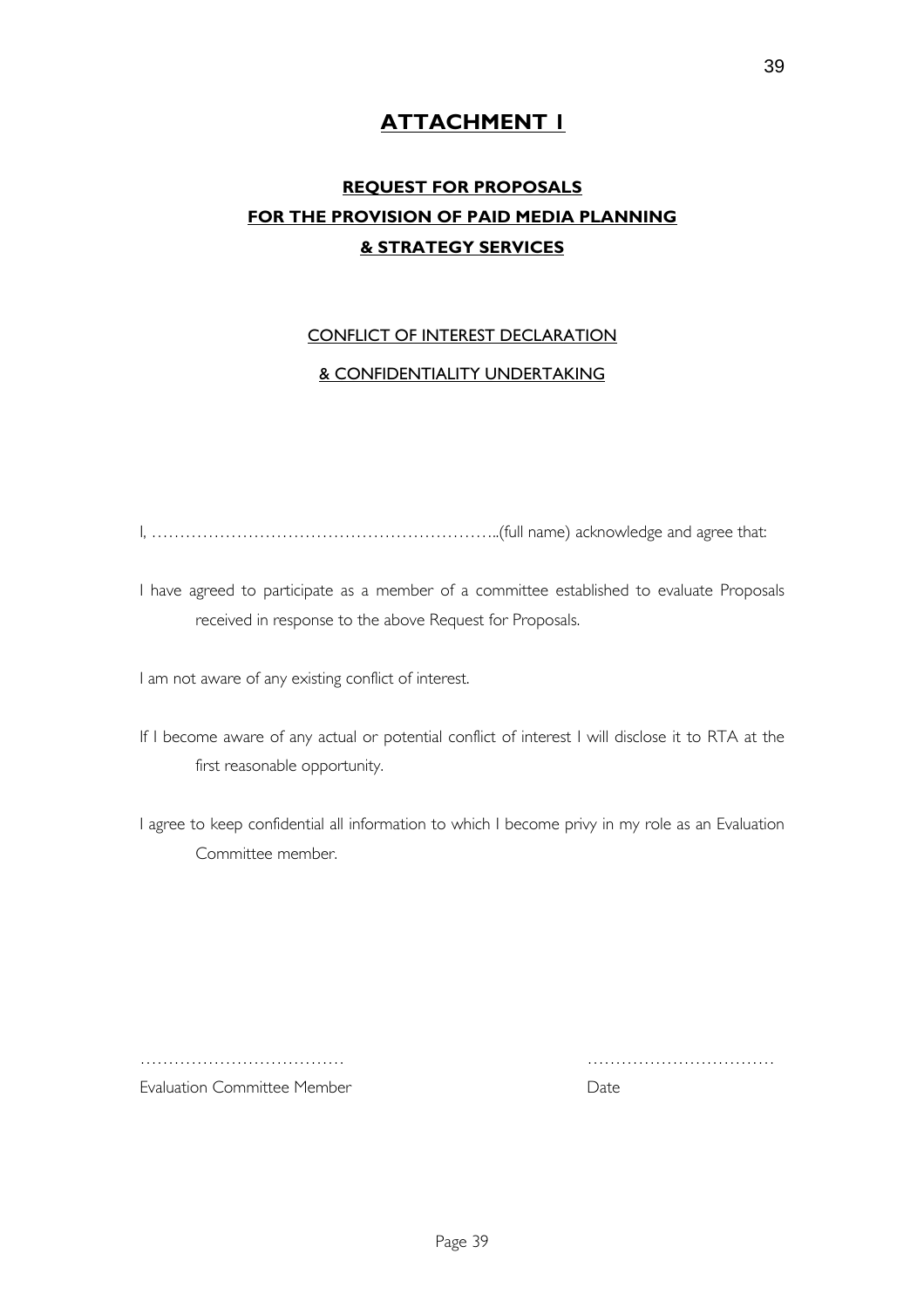# ATTACHMENT 1

## REQUEST FOR PROPOSALS FOR THE PROVISION OF PAID MEDIA PLANNING & STRATEGY SERVICES

### CONFLICT OF INTEREST DECLARATION & CONFIDENTIALITY UNDERTAKING

I, …………………………………………………………..(full name) acknowledge and agree that:

I have agreed to participate as a member of a committee established to evaluate Proposals received in response to the above Request for Proposals.

I am not aware of any existing conflict of interest.

If I become aware of any actual or potential conflict of interest I will disclose it to RTA at the first reasonable opportunity.

I agree to keep confidential all information to which I become privy in my role as an Evaluation Committee member.

………………………………… ……………………………

Evaluation Committee Member Date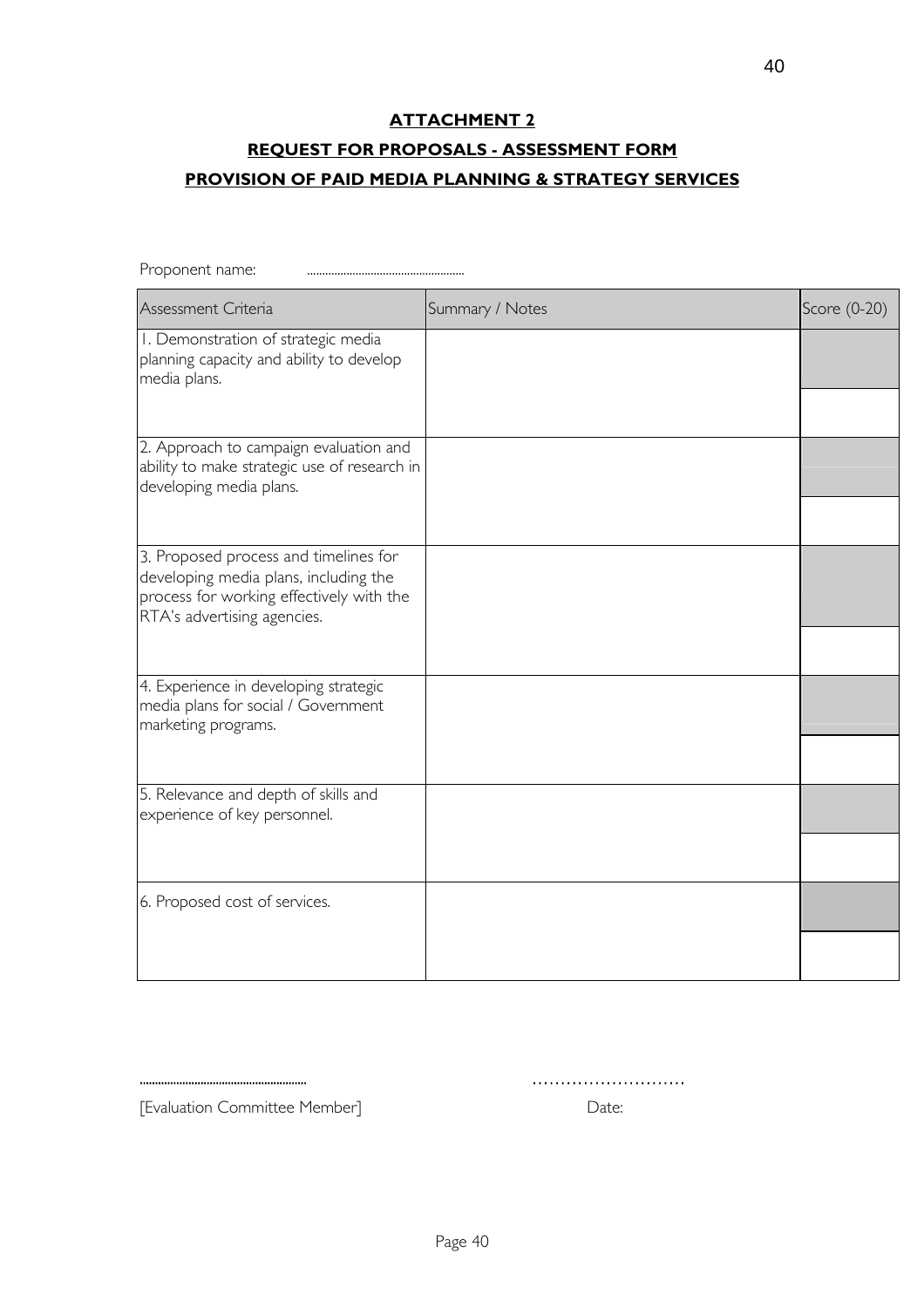**ATTACHMENT 2**

**REQUEST FOR PROPOSALS - ASSESSMENT FORM**

**PROVISION OF PAID MEDIA PLANNING & STRATEGY SERVICES**

Proponent name: ...................................................

| Assessment Criteria | Summary / Notes | Score (0-20) |
|---|---|---|
| 1. Demonstration of strategic media planning capacity and ability to develop media plans. | | |
| 2. Approach to campaign evaluation and ability to make strategic use of research in developing media plans. | | |
| 3. Proposed process and timelines for developing media plans, including the process for working effectively with the RTA's advertising agencies. | | |
| 4. Experience in developing strategic media plans for social / Government marketing programs. | | |
| 5. Relevance and depth of skills and experience of key personnel. | | |
| 6. Proposed cost of services. | | |

......................................................

[Evaluation Committee Member]

...........................

Date: